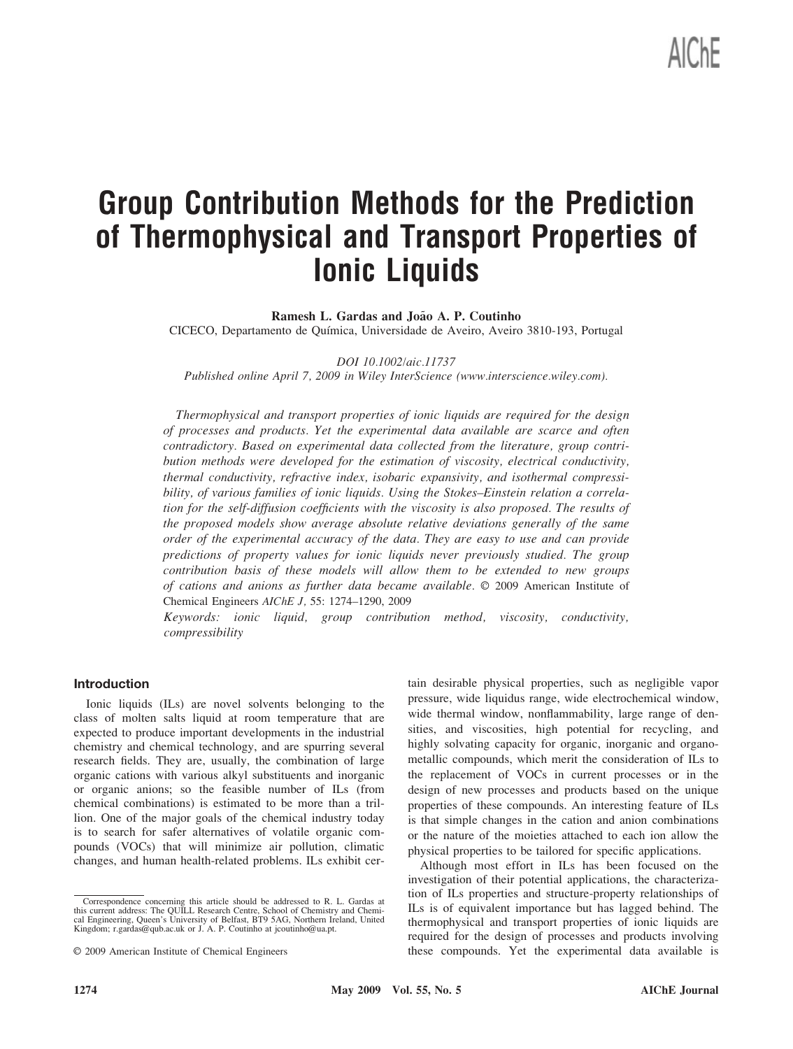# Group Contribution Methods for the Prediction of Thermophysical and Transport Properties of Ionic Liquids

**Ramesh L. Gardas and João A. P. Coutinho**

CICECO, Departamento de Química, Universidade de Aveiro, Aveiro 3810-193, Portugal

*DOI 10.1002/aic.11737*

*Published online April 7, 2009 in Wiley InterScience (www.interscience.wiley.com).*

*Thermophysical and transport properties of ionic liquids are required for the design of processes and products. Yet the experimental data available are scarce and often contradictory. Based on experimental data collected from the literature, group contribution methods were developed for the estimation of viscosity, electrical conductivity, thermal conductivity, refractive index, isobaric expansivity, and isothermal compressibility, of various families of ionic liquids. Using the Stokes–Einstein relation a correlation for the self-diffusion coefficients with the viscosity is also proposed. The results of the proposed models show average absolute relative deviations generally of the same order of the experimental accuracy of the data. They are easy to use and can provide predictions of property values for ionic liquids never previously studied. The group contribution basis of these models will allow them to be extended to new groups of cations and anions as further data became available.* © 2009 American Institute of Chemical Engineers *AIChE J,* 55: 1274–1290, 2009

*Keywords: ionic liquid, group contribution method, viscosity, conductivity, compressibility*

## Introduction

Ionic liquids (ILs) are novel solvents belonging to the class of molten salts liquid at room temperature that are expected to produce important developments in the industrial chemistry and chemical technology, and are spurring several research fields. They are, usually, the combination of large organic cations with various alkyl substituents and inorganic or organic anions; so the feasible number of ILs (from chemical combinations) is estimated to be more than a trillion. One of the major goals of the chemical industry today is to search for safer alternatives of volatile organic compounds (VOCs) that will minimize air pollution, climatic changes, and human health-related problems. ILs exhibit certain desirable physical properties, such as negligible vapor pressure, wide liquidus range, wide electrochemical window, wide thermal window, nonflammability, large range of densities, and viscosities, high potential for recycling, and highly solvating capacity for organic, inorganic and organometallic compounds, which merit the consideration of ILs to the replacement of VOCs in current processes or in the design of new processes and products based on the unique properties of these compounds. An interesting feature of ILs is that simple changes in the cation and anion combinations or the nature of the moieties attached to each ion allow the physical properties to be tailored for specific applications.

Although most effort in ILs has been focused on the investigation of their potential applications, the characterization of ILs properties and structure-property relationships of ILs is of equivalent importance but has lagged behind. The thermophysical and transport properties of ionic liquids are required for the design of processes and products involving these compounds. Yet the experimental data available is

Correspondence concerning this article should be addressed to R. L. Gardas at this current address: The QUILL Research Centre, School of Chemistry and Chemical Engineering, Queen's University of Belfast, BT9 5AG, Northern Ireland, United Kingdom; r.gardas@qub.ac.uk or J. A. P. Coutinho at jcoutinho@ua.pt.

© 2009 American Institute of Chemical Engineers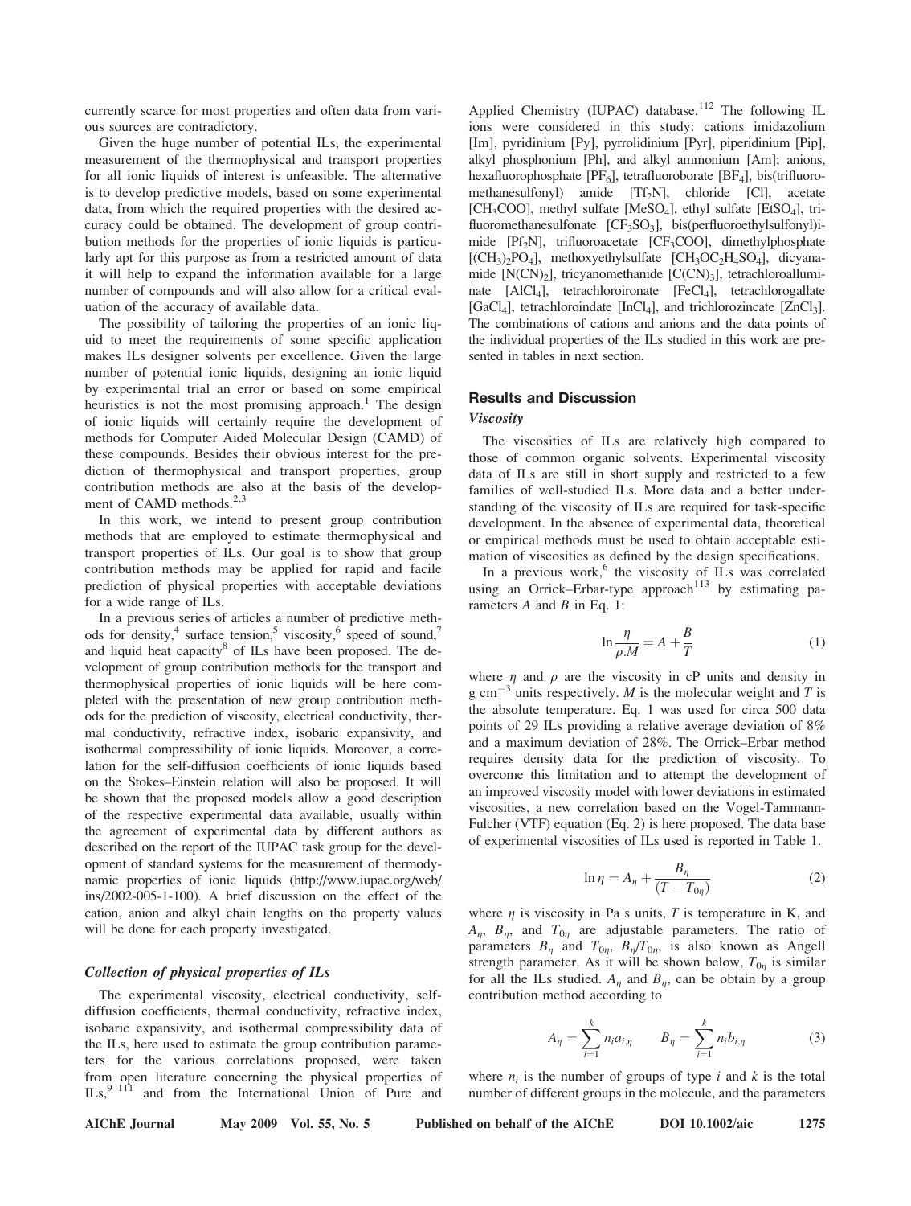currently scarce for most properties and often data from various sources are contradictory.

Given the huge number of potential ILs, the experimental measurement of the thermophysical and transport properties for all ionic liquids of interest is unfeasible. The alternative is to develop predictive models, based on some experimental data, from which the required properties with the desired accuracy could be obtained. The development of group contribution methods for the properties of ionic liquids is particularly apt for this purpose as from a restricted amount of data it will help to expand the information available for a large number of compounds and will also allow for a critical evaluation of the accuracy of available data.

The possibility of tailoring the properties of an ionic liquid to meet the requirements of some specific application makes ILs designer solvents per excellence. Given the large number of potential ionic liquids, designing an ionic liquid by experimental trial an error or based on some empirical heuristics is not the most promising approach.[1] The design of ionic liquids will certainly require the development of methods for Computer Aided Molecular Design (CAMD) of these compounds. Besides their obvious interest for the prediction of thermophysical and transport properties, group contribution methods are also at the basis of the development of CAMD methods.[2,3]

In this work, we intend to present group contribution methods that are employed to estimate thermophysical and transport properties of ILs. Our goal is to show that group contribution methods may be applied for rapid and facile prediction of physical properties with acceptable deviations for a wide range of ILs.

In a previous series of articles a number of predictive methods for density,[4] surface tension,[5] viscosity,[6] speed of sound,[7] and liquid heat capacity[8] of ILs have been proposed. The development of group contribution methods for the transport and thermophysical properties of ionic liquids will be here completed with the presentation of new group contribution methods for the prediction of viscosity, electrical conductivity, thermal conductivity, refractive index, isobaric expansivity, and isothermal compressibility of ionic liquids. Moreover, a correlation for the self-diffusion coefficients of ionic liquids based on the Stokes–Einstein relation will also be proposed. It will be shown that the proposed models allow a good description of the respective experimental data available, usually within the agreement of experimental data by different authors as described on the report of the IUPAC task group for the development of standard systems for the measurement of thermodynamic properties of ionic liquids (http://www.iupac.org/web/ins/2002-005-1-100). A brief discussion on the effect of the cation, anion and alkyl chain lengths on the property values will be done for each property investigated.

### *Collection of physical properties of ILs*

The experimental viscosity, electrical conductivity, self-diffusion coefficients, thermal conductivity, refractive index, isobaric expansivity, and isothermal compressibility data of the ILs, here used to estimate the group contribution parameters for the various correlations proposed, were taken from open literature concerning the physical properties of ILs,[9–111] and from the International Union of Pure and Applied Chemistry (IUPAC) database.[112] The following IL ions were considered in this study: cations imidazolium [Im], pyridinium [Py], pyrrolidinium [Pyr], piperidinium [Pip], alkyl phosphonium [Ph], and alkyl ammonium [Am]; anions, hexafluorophosphate [$PF_6$], tetrafluoroborate [$BF_4$], bis(trifluoromethanesulfonyl) amide [$Tf_2N$], chloride [Cl], acetate [$CH_3COO$], methyl sulfate [$MeSO_4$], ethyl sulfate [$EtSO_4$], trifluoromethanesulfonate [$CF_3SO_3$], bis(perfluoroethylsulfonyl)imide [$Pf_2N$], trifluoroacetate [$CF_3COO$], dimethylphosphate [$(CH_3)_2PO_4$], methoxyethylsulfate [$CH_3OC_2H_4SO_4$], dicyanamide [$N(CN)_2$], tricyanomethanide [$C(CN)_3$], tetrachloroalluminate [$AlCl_4$], tetrachloroironate [$FeCl_4$], tetrachlorogallate [$GaCl_4$], tetrachloroindate [$InCl_4$], and trichlorozincate [$ZnCl_3$]. The combinations of cations and anions and the data points of the individual properties of the ILs studied in this work are presented in tables in next section.

## Results and Discussion

### *Viscosity*

The viscosities of ILs are relatively high compared to those of common organic solvents. Experimental viscosity data of ILs are still in short supply and restricted to a few families of well-studied ILs. More data and a better understanding of the viscosity of ILs are required for task-specific development. In the absence of experimental data, theoretical or empirical methods must be used to obtain acceptable estimation of viscosities as defined by the design specifications.

In a previous work,[6] the viscosity of ILs was correlated using an Orrick–Erbar-type approach[113] by estimating parameters $A$ and $B$ in Eq. 1:

$$\ln \frac{\eta}{\rho . M} = A + \frac{B}{T} \tag{1}$$

where $\eta$ and $\rho$ are the viscosity in cP units and density in g cm$^{-3}$ units respectively. $M$ is the molecular weight and $T$ is the absolute temperature. Eq. 1 was used for circa 500 data points of 29 ILs providing a relative average deviation of 8% and a maximum deviation of 28%. The Orrick–Erbar method requires density data for the prediction of viscosity. To overcome this limitation and to attempt the development of an improved viscosity model with lower deviations in estimated viscosities, a new correlation based on the Vogel-Tammann-Fulcher (VTF) equation (Eq. 2) is here proposed. The data base of experimental viscosities of ILs used is reported in Table 1.

$$\ln \eta = A_\eta + \frac{B_\eta}{(T - T_{0\eta})} \tag{2}$$

where $\eta$ is viscosity in Pa s units, $T$ is temperature in K, and $A_\eta$, $B_\eta$, and $T_{0\eta}$ are adjustable parameters. The ratio of parameters $B_\eta$ and $T_{0\eta}$, $B_\eta/T_{0\eta}$, is also known as Angell strength parameter. As it will be shown below, $T_{0\eta}$ is similar for all the ILs studied. $A_\eta$ and $B_\eta$, can be obtain by a group contribution method according to

$$A_\eta = \sum_{i=1}^{k} n_i a_{i,\eta} \qquad B_\eta = \sum_{i=1}^{k} n_i b_{i,\eta} \tag{3}$$

where $n_i$ is the number of groups of type $i$ and $k$ is the total number of different groups in the molecule, and the parameters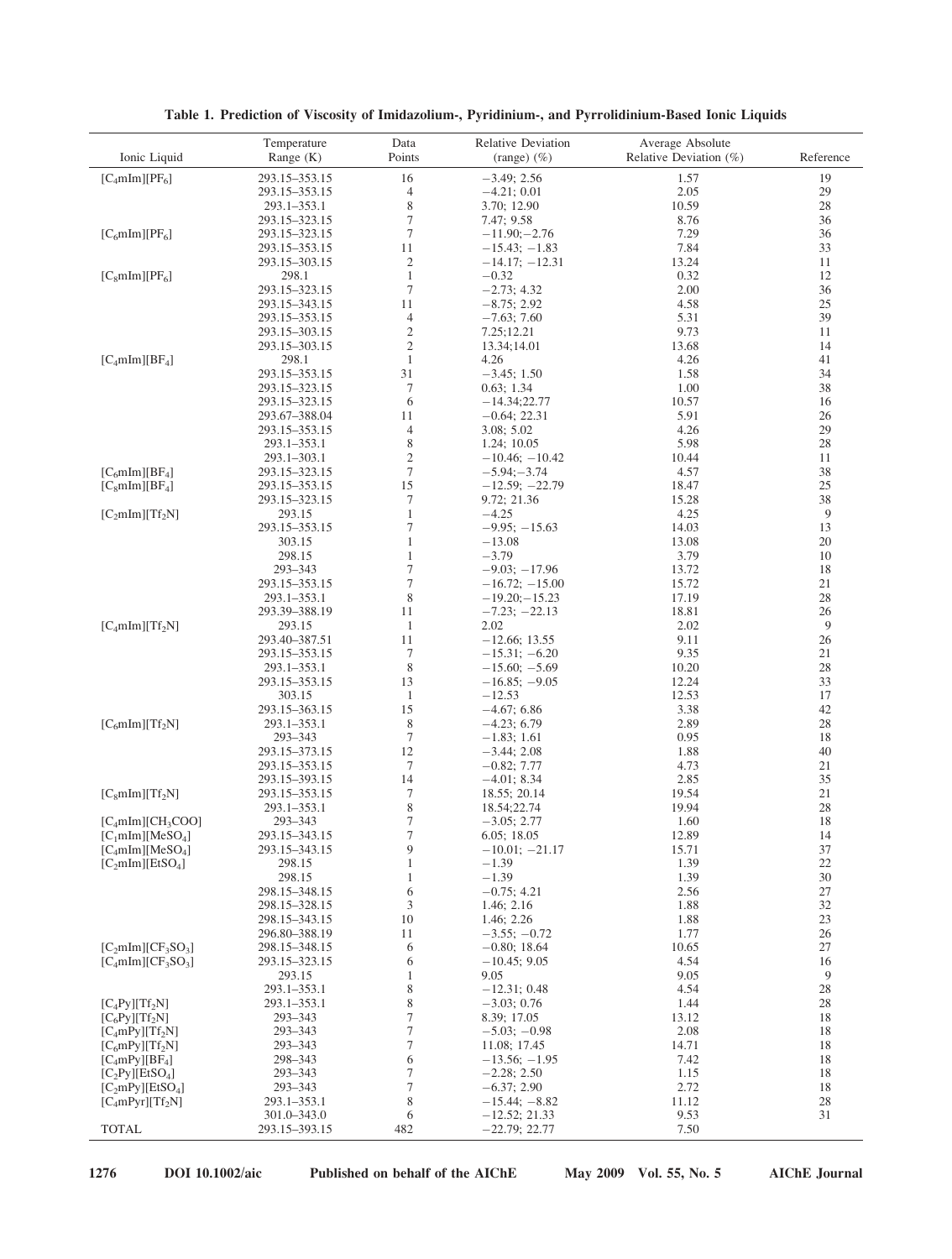**Table 1. Prediction of Viscosity of Imidazolium-, Pyridinium-, and Pyrrolidinium-Based Ionic Liquids**

| Ionic Liquid | Temperature Range (K) | Data Points | Relative Deviation (range) (%) | Average Absolute Relative Deviation (%) | Reference |
|---|---|---|---|---|---|
| $[C_4mIm][PF_6]$ | 293.15–353.15 | 16 | −3.49; 2.56 | 1.57 | 19 |
| | 293.15–353.15 | 4 | −4.21; 0.01 | 2.05 | 29 |
| | 293.1–353.1 | 8 | 3.70; 12.90 | 10.59 | 28 |
| | 293.15–323.15 | 7 | 7.47; 9.58 | 8.76 | 36 |
| $[C_6mIm][PF_6]$ | 293.15–323.15 | 7 | −11.90; −2.76 | 7.29 | 36 |
| | 293.15–353.15 | 11 | −15.43; −1.83 | 7.84 | 33 |
| | 293.15–303.15 | 2 | −14.17; −12.31 | 13.24 | 11 |
| $[C_8mIm][PF_6]$ | 298.1 | 1 | −0.32 | 0.32 | 12 |
| | 293.15–323.15 | 7 | −2.73; 4.32 | 2.00 | 36 |
| | 293.15–343.15 | 11 | −8.75; 2.92 | 4.58 | 25 |
| | 293.15–353.15 | 4 | −7.63; 7.60 | 5.31 | 39 |
| | 293.15–303.15 | 2 | 7.25; 12.21 | 9.73 | 11 |
| | 293.15–303.15 | 2 | 13.34; 14.01 | 13.68 | 14 |
| $[C_4mIm][BF_4]$ | 298.1 | 1 | 4.26 | 4.26 | 41 |
| | 293.15–353.15 | 31 | −3.45; 1.50 | 1.58 | 34 |
| | 293.15–323.15 | 7 | 0.63; 1.34 | 1.00 | 38 |
| | 293.15–323.15 | 6 | −14.34; 22.77 | 10.57 | 16 |
| | 293.67–388.04 | 11 | −0.64; 22.31 | 5.91 | 26 |
| | 293.15–353.15 | 4 | 3.08; 5.02 | 4.26 | 29 |
| | 293.1–353.1 | 8 | 1.24; 10.05 | 5.98 | 28 |
| | 293.1–303.1 | 2 | −10.46; −10.42 | 10.44 | 11 |
| $[C_6mIm][BF_4]$ | 293.15–323.15 | 7 | −5.94; −3.74 | 4.57 | 38 |
| $[C_8mIm][BF_4]$ | 293.15–353.15 | 15 | −12.59; −22.79 | 18.47 | 25 |
| | 293.15–323.15 | 7 | 9.72; 21.36 | 15.28 | 38 |
| $[C_2mIm][Tf_2N]$ | 293.15 | 1 | −4.25 | 4.25 | 9 |
| | 293.15–353.15 | 7 | −9.95; −15.63 | 14.03 | 13 |
| | 303.15 | 1 | −13.08 | 13.08 | 20 |
| | 298.15 | 1 | −3.79 | 3.79 | 10 |
| | 293–343 | 7 | −9.03; −17.96 | 13.72 | 18 |
| | 293.15–353.15 | 7 | −16.72; −15.00 | 15.72 | 21 |
| | 293.1–353.1 | 8 | −19.20; −15.23 | 17.19 | 28 |
| | 293.39–388.19 | 11 | −7.23; −22.13 | 18.81 | 26 |
| $[C_4mIm][Tf_2N]$ | 293.15 | 1 | 2.02 | 2.02 | 9 |
| | 293.40–387.51 | 11 | −12.66; 13.55 | 9.11 | 26 |
| | 293.15–353.15 | 7 | −15.31; −6.20 | 9.35 | 21 |
| | 293.1–353.1 | 8 | −15.60; −5.69 | 10.20 | 28 |
| | 293.15–353.15 | 13 | −16.85; −9.05 | 12.24 | 33 |
| | 303.15 | 1 | −12.53 | 12.53 | 17 |
| | 293.15–363.15 | 15 | −4.67; 6.86 | 3.38 | 42 |
| $[C_6mIm][Tf_2N]$ | 293.1–353.1 | 8 | −4.23; 6.79 | 2.89 | 28 |
| | 293–343 | 7 | −1.83; 1.61 | 0.95 | 18 |
| | 293.15–373.15 | 12 | −3.44; 2.08 | 1.88 | 40 |
| | 293.15–353.15 | 7 | −0.82; 7.77 | 4.73 | 21 |
| | 293.15–393.15 | 14 | −4.01; 8.34 | 2.85 | 35 |
| $[C_8mIm][Tf_2N]$ | 293.15–353.15 | 7 | 18.55; 20.14 | 19.54 | 21 |
| | 293.1–353.1 | 8 | 18.54; 22.74 | 19.94 | 28 |
| $[C_4mIm][CH_3COO]$ | 293–343 | 7 | −3.05; 2.77 | 1.60 | 18 |
| $[C_1mIm][MeSO_4]$ | 293.15–343.15 | 7 | 6.05; 18.05 | 12.89 | 14 |
| $[C_4mIm][MeSO_4]$ | 293.15–343.15 | 9 | −10.01; −21.17 | 15.71 | 37 |
| $[C_2mIm][EtSO_4]$ | 298.15 | 1 | −1.39 | 1.39 | 22 |
| | 298.15 | 1 | −1.39 | 1.39 | 30 |
| | 298.15–348.15 | 6 | −0.75; 4.21 | 2.56 | 27 |
| | 298.15–328.15 | 3 | 1.46; 2.16 | 1.88 | 32 |
| | 298.15–343.15 | 10 | 1.46; 2.26 | 1.88 | 23 |
| | 296.80–388.19 | 11 | −3.55; −0.72 | 1.77 | 26 |
| $[C_2mIm][CF_3SO_3]$ | 298.15–348.15 | 6 | −0.80; 18.64 | 10.65 | 27 |
| $[C_4mIm][CF_3SO_3]$ | 293.15–323.15 | 6 | −10.45; 9.05 | 4.54 | 16 |
| | 293.15 | 1 | 9.05 | 9.05 | 9 |
| | 293.1–353.1 | 8 | −12.31; 0.48 | 4.54 | 28 |
| $[C_4Py][Tf_2N]$ | 293.1–353.1 | 8 | −3.03; 0.76 | 1.44 | 28 |
| $[C_6Py][Tf_2N]$ | 293–343 | 7 | 8.39; 17.05 | 13.12 | 18 |
| $[C_4mPy][Tf_2N]$ | 293–343 | 7 | −5.03; −0.98 | 2.08 | 18 |
| $[C_6mPy][Tf_2N]$ | 293–343 | 7 | 11.08; 17.45 | 14.71 | 18 |
| $[C_4mPy][BF_4]$ | 298–343 | 6 | −13.56; −1.95 | 7.42 | 18 |
| $[C_2Py][EtSO_4]$ | 293–343 | 7 | −2.28; 2.50 | 1.15 | 18 |
| $[C_2mPy][EtSO_4]$ | 293–343 | 7 | −6.37; 2.90 | 2.72 | 18 |
| $[C_4mPyr][Tf_2N]$ | 293.1–353.1 | 8 | −15.44; −8.82 | 11.12 | 28 |
| | 301.0–343.0 | 6 | −12.52; 21.33 | 9.53 | 31 |
| TOTAL | 293.15–393.15 | 482 | −22.79; 22.77 | 7.50 | |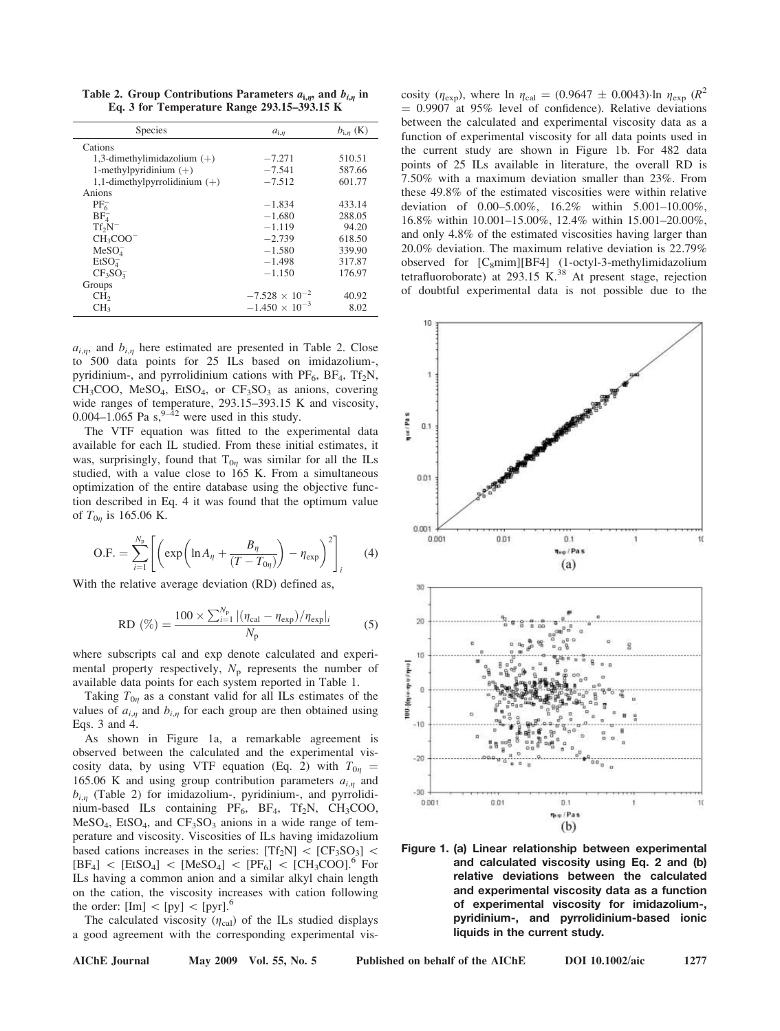**Table 2. Group Contributions Parameters $a_{i,\eta}$, and $b_{i,\eta}$ in Eq. 3 for Temperature Range 293.15–393.15 K**

| Species | $a_{i,\eta}$ | $b_{i,\eta}$ (K) |
|---|---|---|
| Cations | | |
| 1,3-dimethylimidazolium (+) | −7.271 | 510.51 |
| 1-methylpyridinium (+) | −7.541 | 587.66 |
| 1,1-dimethylpyrrolidinium (+) | −7.512 | 601.77 |
| Anions | | |
| $PF_6^-$ | −1.834 | 433.14 |
| $BF_4^-$ | −1.680 | 288.05 |
| $Tf_2N^-$ | −1.119 | 94.20 |
| $CH_3COO^-$ | −2.739 | 618.50 |
| $MeSO_4^-$ | −1.580 | 339.90 |
| $EtSO_4^-$ | −1.498 | 317.87 |
| $CF_3SO_3^-$ | −1.150 | 176.97 |
| Groups | | |
| $CH_2$ | $-7.528 \times 10^{-2}$ | 40.92 |
| $CH_3$ | $-1.450 \times 10^{-3}$ | 8.02 |

$a_{i,\eta}$, and $b_{i,\eta}$ here estimated are presented in Table 2. Close to 500 data points for 25 ILs based on imidazolium-, pyridinium-, and pyrrolidinium cations with $PF_6$, $BF_4$, $Tf_2N$, $CH_3COO$, $MeSO_4$, $EtSO_4$, or $CF_3SO_3$ as anions, covering wide ranges of temperature, 293.15–393.15 K and viscosity, 0.004–1.065 Pa s,[9–42] were used in this study.

The VTF equation was fitted to the experimental data available for each IL studied. From these initial estimates, it was, surprisingly, found that $T_{0\eta}$ was similar for all the ILs studied, with a value close to 165 K. From a simultaneous optimization of the entire database using the objective function described in Eq. 4 it was found that the optimum value of $T_{0\eta}$ is 165.06 K.

$$\text{O.F.} = \sum_{i=1}^{N_p} \left[ \left( \exp\left( \ln A_\eta + \frac{B_\eta}{(T - T_{0\eta})} \right) - \eta_{exp} \right)^2 \right]_i \tag{4}$$

With the relative average deviation (RD) defined as,

$$\text{RD}\ (\%) = \frac{100 \times \sum_{i=1}^{N_p} |(\eta_{cal} - \eta_{exp})/\eta_{exp}|_i}{N_p} \tag{5}$$

where subscripts cal and exp denote calculated and experimental property respectively, $N_p$ represents the number of available data points for each system reported in Table 1.

Taking $T_{0\eta}$ as a constant valid for all ILs estimates of the values of $a_{i,\eta}$ and $b_{i,\eta}$ for each group are then obtained using Eqs. 3 and 4.

As shown in Figure 1a, a remarkable agreement is observed between the calculated and the experimental viscosity data, by using VTF equation (Eq. 2) with $T_{0\eta}$ = 165.06 K and using group contribution parameters $a_{i,\eta}$ and $b_{i,\eta}$ (Table 2) for imidazolium-, pyridinium-, and pyrrolidinium-based ILs containing $PF_6$, $BF_4$, $Tf_2N$, $CH_3COO$, $MeSO_4$, $EtSO_4$, and $CF_3SO_3$ anions in a wide range of temperature and viscosity. Viscosities of ILs having imidazolium based cations increases in the series: $[Tf_2N] < [CF_3SO_3] < [BF_4] < [EtSO_4] < [MeSO_4] < [PF_6] < [CH_3COO]$.[6] For ILs having a common anion and a similar alkyl chain length on the cation, the viscosity increases with cation following the order: [Im] < [py] < [pyr].[6]

The calculated viscosity ($\eta_{cal}$) of the ILs studied displays a good agreement with the corresponding experimental viscosity ($\eta_{exp}$), where $\ln \eta_{cal} = (0.9647 \pm 0.0043) \cdot \ln \eta_{exp}$ ($R^2$ = 0.9907 at 95% level of confidence). Relative deviations between the calculated and experimental viscosity data as a function of experimental viscosity for all data points used in the current study are shown in Figure 1b. For 482 data points of 25 ILs available in literature, the overall RD is 7.50% with a maximum deviation smaller than 23%. From these 49.8% of the estimated viscosities were within relative deviation of 0.00–5.00%, 16.2% within 5.001–10.00%, 16.8% within 10.001–15.00%, 12.4% within 15.001–20.00%, and only 4.8% of the estimated viscosities having larger than 20.0% deviation. The maximum relative deviation is 22.79% observed for $[C_8mim][BF4]$ (1-octyl-3-methylimidazolium tetrafluoroborate) at 293.15 K.[38] At present stage, rejection of doubtful experimental data is not possible due to the

**Figure 1. (a) Linear relationship between experimental and calculated viscosity using Eq. 2 and (b) relative deviations between the calculated and experimental viscosity data as a function of experimental viscosity for imidazolium-, pyridinium-, and pyrrolidinium-based ionic liquids in the current study.**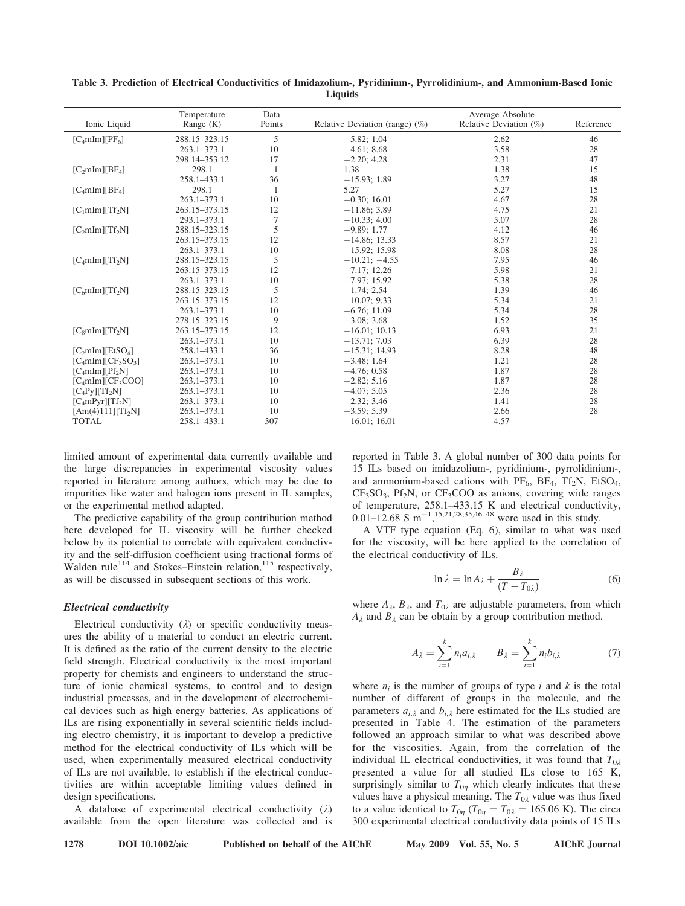**Table 3. Prediction of Electrical Conductivities of Imidazolium-, Pyridinium-, Pyrrolidinium-, and Ammonium-Based Ionic Liquids**

| Ionic Liquid | Temperature Range (K) | Data Points | Relative Deviation (range) (%) | Average Absolute Relative Deviation (%) | Reference |
|---|---|---|---|---|---|
| $[C_4mIm][PF_6]$ | 288.15–323.15 | 5 | −5.82; 1.04 | 2.62 | 46 |
| | 263.1–373.1 | 10 | −4.61; 8.68 | 3.58 | 28 |
| | 298.14–353.12 | 17 | −2.20; 4.28 | 2.31 | 47 |
| $[C_2mIm][BF_4]$ | 298.1 | 1 | 1.38 | 1.38 | 15 |
| | 258.1–433.1 | 36 | −15.93; 1.89 | 3.27 | 48 |
| $[C_4mIm][BF_4]$ | 298.1 | 1 | 5.27 | 5.27 | 15 |
| | 263.1–373.1 | 10 | −0.30; 16.01 | 4.67 | 28 |
| $[C_1mIm][Tf_2N]$ | 263.15–373.15 | 12 | −11.86; 3.89 | 4.75 | 21 |
| | 293.1–373.1 | 7 | −10.33; 4.00 | 5.07 | 28 |
| $[C_2mIm][Tf_2N]$ | 288.15–323.15 | 5 | −9.89; 1.77 | 4.12 | 46 |
| | 263.15–373.15 | 12 | −14.86; 13.33 | 8.57 | 21 |
| | 263.1–373.1 | 10 | −15.92; 15.98 | 8.08 | 28 |
| $[C_4mIm][Tf_2N]$ | 288.15–323.15 | 5 | −10.21; −4.55 | 7.95 | 46 |
| | 263.15–373.15 | 12 | −7.17; 12.26 | 5.98 | 21 |
| | 263.1–373.1 | 10 | −7.97; 15.92 | 5.38 | 28 |
| $[C_6mIm][Tf_2N]$ | 288.15–323.15 | 5 | −1.74; 2.54 | 1.39 | 46 |
| | 263.15–373.15 | 12 | −10.07; 9.33 | 5.34 | 21 |
| | 263.1–373.1 | 10 | −6.76; 11.09 | 5.34 | 28 |
| | 278.15–323.15 | 9 | −3.08; 3.68 | 1.52 | 35 |
| $[C_8mIm][Tf_2N]$ | 263.15–373.15 | 12 | −16.01; 10.13 | 6.93 | 21 |
| | 263.1–373.1 | 10 | −13.71; 7.03 | 6.39 | 28 |
| $[C_2mIm][EtSO_4]$ | 258.1–433.1 | 36 | −15.31; 14.93 | 8.28 | 48 |
| $[C_4mIm][CF_3SO_3]$ | 263.1–373.1 | 10 | −3.48; 1.64 | 1.21 | 28 |
| $[C_4mIm][Pf_2N]$ | 263.1–373.1 | 10 | −4.76; 0.58 | 1.87 | 28 |
| $[C_4mIm][CF_3COO]$ | 263.1–373.1 | 10 | −2.82; 5.16 | 1.87 | 28 |
| $[C_4Py][Tf_2N]$ | 263.1–373.1 | 10 | −4.07; 5.05 | 2.36 | 28 |
| $[C_4mPyr][Tf_2N]$ | 263.1–373.1 | 10 | −2.32; 3.46 | 1.41 | 28 |
| $[Am(4)111][Tf_2N]$ | 263.1–373.1 | 10 | −3.59; 5.39 | 2.66 | 28 |
| TOTAL | 258.1–433.1 | 307 | −16.01; 16.01 | 4.57 | |

limited amount of experimental data currently available and the large discrepancies in experimental viscosity values reported in literature among authors, which may be due to impurities like water and halogen ions present in IL samples, or the experimental method adapted.

The predictive capability of the group contribution method here developed for IL viscosity will be further checked below by its potential to correlate with equivalent conductivity and the self-diffusion coefficient using fractional forms of Walden rule[114] and Stokes–Einstein relation,[115] respectively, as will be discussed in subsequent sections of this work.

### *Electrical conductivity*

Electrical conductivity ($\lambda$) or specific conductivity measures the ability of a material to conduct an electric current. It is defined as the ratio of the current density to the electric field strength. Electrical conductivity is the most important property for chemists and engineers to understand the structure of ionic chemical systems, to control and to design industrial processes, and in the development of electrochemical devices such as high energy batteries. As applications of ILs are rising exponentially in several scientific fields including electro chemistry, it is important to develop a predictive method for the electrical conductivity of ILs which will be used, when experimentally measured electrical conductivity of ILs are not available, to establish if the electrical conductivities are within acceptable limiting values defined in design specifications.

A database of experimental electrical conductivity ($\lambda$) available from the open literature was collected and is reported in Table 3. A global number of 300 data points for 15 ILs based on imidazolium-, pyridinium-, pyrrolidinium-, and ammonium-based cations with $PF_6$, $BF_4$, $Tf_2N$, $EtSO_4$, $CF_3SO_3$, $Pf_2N$, or $CF_3COO$ as anions, covering wide ranges of temperature, 258.1–433.15 K and electrical conductivity, 0.01–12.68 S $m^{-1}$,[15,21,28,35,46–48] were used in this study.

A VTF type equation (Eq. 6), similar to what was used for the viscosity, will be here applied to the correlation of the electrical conductivity of ILs.

$$\ln \lambda = \ln A_\lambda + \frac{B_\lambda}{(T - T_{0\lambda})} \tag{6}$$

where $A_\lambda$, $B_\lambda$, and $T_{0\lambda}$ are adjustable parameters, from which $A_\lambda$ and $B_\lambda$ can be obtain by a group contribution method.

$$A_\lambda = \sum_{i=1}^{k} n_i a_{i,\lambda} \qquad B_\lambda = \sum_{i=1}^{k} n_i b_{i,\lambda} \tag{7}$$

where $n_i$ is the number of groups of type $i$ and $k$ is the total number of different of groups in the molecule, and the parameters $a_{i,\lambda}$ and $b_{i,\lambda}$ here estimated for the ILs studied are presented in Table 4. The estimation of the parameters followed an approach similar to what was described above for the viscosities. Again, from the correlation of the individual IL electrical conductivities, it was found that $T_{0\lambda}$ presented a value for all studied ILs close to 165 K, surprisingly similar to $T_{0\eta}$ which clearly indicates that these values have a physical meaning. The $T_{0\lambda}$ value was thus fixed to a value identical to $T_{0\eta}$ ($T_{0\eta} = T_{0\lambda} = 165.06$ K). The circa 300 experimental electrical conductivity data points of 15 ILs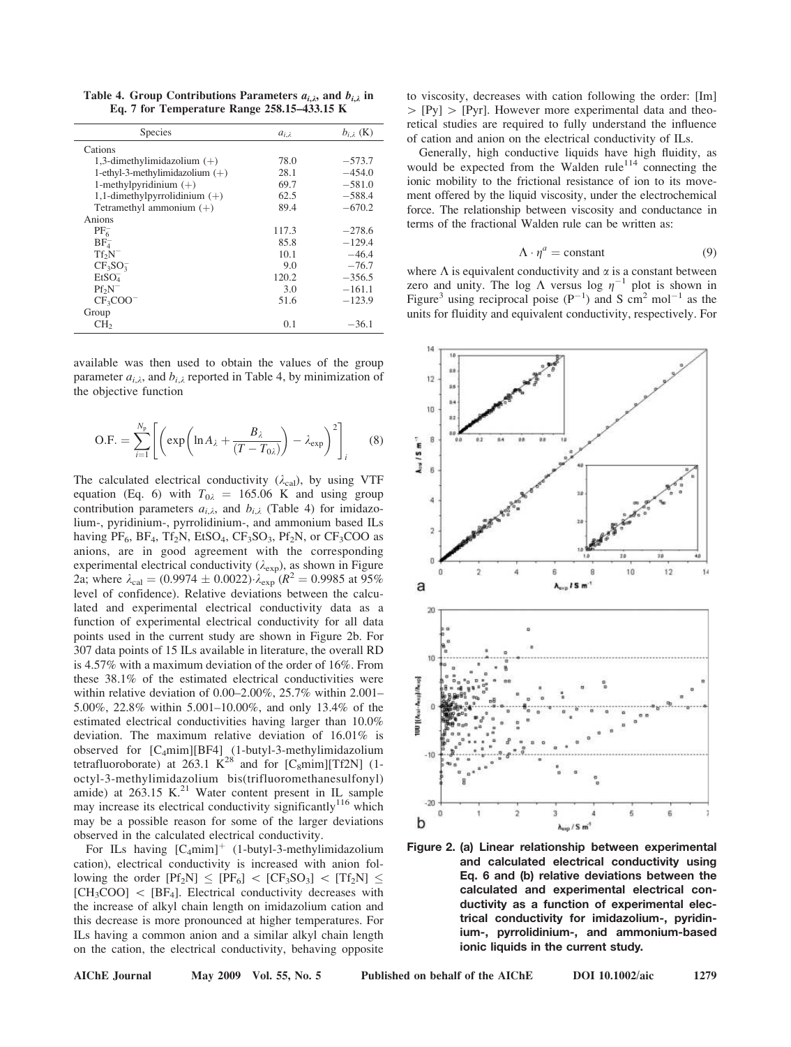**Table 4. Group Contributions Parameters $a_{i,\lambda}$, and $b_{i,\lambda}$ in Eq. 7 for Temperature Range 258.15–433.15 K**

| Species | $a_{i,\lambda}$ | $b_{i,\lambda}$ (K) |
|---|---|---|
| Cations | | |
| 1,3-dimethylimidazolium (+) | 78.0 | −573.7 |
| 1-ethyl-3-methylimidazolium (+) | 28.1 | −454.0 |
| 1-methylpyridinium (+) | 69.7 | −581.0 |
| 1,1-dimethylpyrrolidinium (+) | 62.5 | −588.4 |
| Tetramethyl ammonium (+) | 89.4 | −670.2 |
| Anions | | |
| $PF_6^-$ | 117.3 | −278.6 |
| $BF_4^-$ | 85.8 | −129.4 |
| $Tf_2N^-$ | 10.1 | −46.4 |
| $CF_3SO_3^-$ | 9.0 | −76.7 |
| $EtSO_4^-$ | 120.2 | −356.5 |
| $Pf_2N^-$ | 3.0 | −161.1 |
| $CF_3COO^-$ | 51.6 | −123.9 |
| Group | | |
| $CH_2$ | 0.1 | −36.1 |

available was then used to obtain the values of the group parameter $a_{i,\lambda}$, and $b_{i,\lambda}$ reported in Table 4, by minimization of the objective function

$$\text{O.F.} = \sum_{i=1}^{N_p} \left[ \left( \exp\left( \ln A_\lambda + \frac{B_\lambda}{(T - T_{0\lambda})} \right) - \lambda_{\text{exp}} \right)^2 \right]_i \qquad (8)$$

The calculated electrical conductivity ($\lambda_{\text{cal}}$), by using VTF equation (Eq. 6) with $T_{0\lambda} = 165.06$ K and using group contribution parameters $a_{i,\lambda}$, and $b_{i,\lambda}$ (Table 4) for imidazolium-, pyridinium-, pyrrolidinium-, and ammonium based ILs having $PF_6$, $BF_4$, $Tf_2N$, $EtSO_4$, $CF_3SO_3$, $Pf_2N$, or $CF_3COO$ as anions, are in good agreement with the corresponding experimental electrical conductivity ($\lambda_{\text{exp}}$), as shown in Figure 2a; where $\lambda_{\text{cal}} = (0.9974 \pm 0.0022)\cdot\lambda_{\text{exp}}$ ($R^2 = 0.9985$ at 95% level of confidence). Relative deviations between the calculated and experimental electrical conductivity data as a function of experimental electrical conductivity for all data points used in the current study are shown in Figure 2b. For 307 data points of 15 ILs available in literature, the overall RD is 4.57% with a maximum deviation of the order of 16%. From these 38.1% of the estimated electrical conductivities were within relative deviation of 0.00–2.00%, 25.7% within 2.001–5.00%, 22.8% within 5.001–10.00%, and only 13.4% of the estimated electrical conductivities having larger than 10.0% deviation. The maximum relative deviation of 16.01% is observed for $[C_4mim][BF4]$ (1-butyl-3-methylimidazolium tetrafluoroborate) at 263.1 K[28] and for $[C_8mim][Tf2N]$ (1-octyl-3-methylimidazolium bis(trifluoromethanesulfonyl) amide) at 263.15 K.[21] Water content present in IL sample may increase its electrical conductivity significantly[116] which may be a possible reason for some of the larger deviations observed in the calculated electrical conductivity.

For ILs having $[C_4mim]^+$ (1-butyl-3-methylimidazolium cation), electrical conductivity is increased with anion following the order $[Pf_2N] \leq [PF_6] < [CF_3SO_3] < [Tf_2N] \leq [CH_3COO] < [BF_4]$. Electrical conductivity decreases with the increase of alkyl chain length on imidazolium cation and this decrease is more pronounced at higher temperatures. For ILs having a common anion and a similar alkyl chain length on the cation, the electrical conductivity, behaving opposite to viscosity, decreases with cation following the order: [Im] > [Py] > [Pyr]. However more experimental data and theoretical studies are required to fully understand the influence of cation and anion on the electrical conductivity of ILs.

Generally, high conductive liquids have high fluidity, as would be expected from the Walden rule[114] connecting the ionic mobility to the frictional resistance of ion to its movement offered by the liquid viscosity, under the electrochemical force. The relationship between viscosity and conductance in terms of the fractional Walden rule can be written as:

$$\Lambda \cdot \eta^a = \text{constant} \qquad (9)$$

where $\Lambda$ is equivalent conductivity and $\alpha$ is a constant between zero and unity. The log $\Lambda$ versus log $\eta^{-1}$ plot is shown in Figure[3] using reciprocal poise ($P^{-1}$) and S $cm^2$ $mol^{-1}$ as the units for fluidity and equivalent conductivity, respectively. For

**Figure 2. (a) Linear relationship between experimental and calculated electrical conductivity using Eq. 6 and (b) relative deviations between the calculated and experimental electrical conductivity as a function of experimental electrical conductivity for imidazolium-, pyridinium-, pyrrolidinium-, and ammonium-based ionic liquids in the current study.**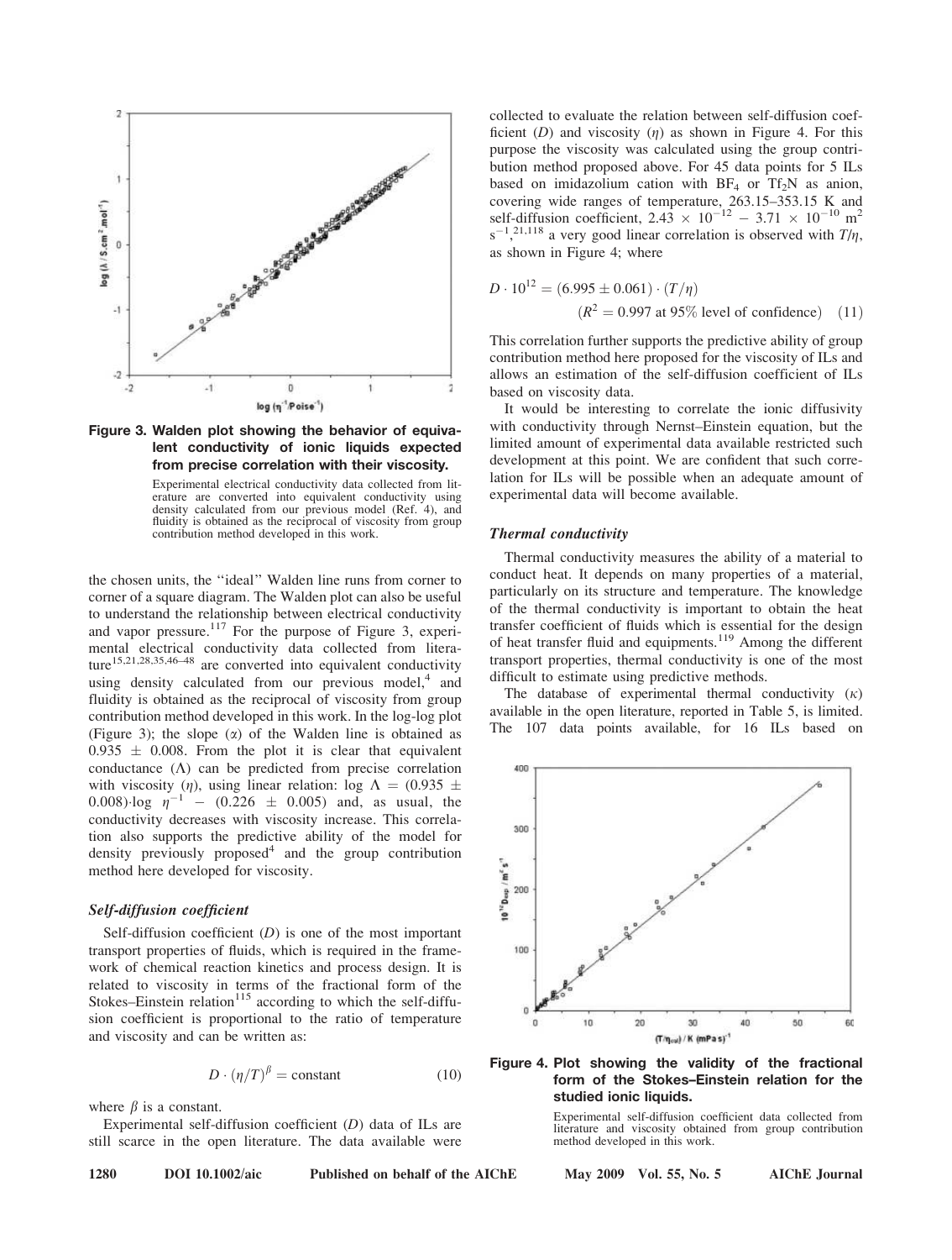Figure 3. Walden plot showing the behavior of equivalent conductivity of ionic liquids expected from precise correlation with their viscosity.

Experimental electrical conductivity data collected from literature are converted into equivalent conductivity using density calculated from our previous model (Ref. 4), and fluidity is obtained as the reciprocal of viscosity from group contribution method developed in this work.

the chosen units, the ''ideal'' Walden line runs from corner to corner of a square diagram. The Walden plot can also be useful to understand the relationship between electrical conductivity and vapor pressure.[117] For the purpose of Figure 3, experimental electrical conductivity data collected from literature[15,21,28,35,46–48] are converted into equivalent conductivity using density calculated from our previous model,[4] and fluidity is obtained as the reciprocal of viscosity from group contribution method developed in this work. In the log-log plot (Figure 3); the slope ($\alpha$) of the Walden line is obtained as $0.935 \pm 0.008$. From the plot it is clear that equivalent conductance ($\Lambda$) can be predicted from precise correlation with viscosity ($\eta$), using linear relation: $\log \Lambda = (0.935 \pm 0.008) \cdot \log \eta^{-1} - (0.226 \pm 0.005)$ and, as usual, the conductivity decreases with viscosity increase. This correlation also supports the predictive ability of the model for density previously proposed[4] and the group contribution method here developed for viscosity.

### Self-diffusion coefficient

Self-diffusion coefficient ($D$) is one of the most important transport properties of fluids, which is required in the framework of chemical reaction kinetics and process design. It is related to viscosity in terms of the fractional form of the Stokes–Einstein relation[115] according to which the self-diffusion coefficient is proportional to the ratio of temperature and viscosity and can be written as:

$$D \cdot (\eta/T)^{\beta} = \text{constant} \tag{10}$$

where $\beta$ is a constant.

Experimental self-diffusion coefficient ($D$) data of ILs are still scarce in the open literature. The data available were collected to evaluate the relation between self-diffusion coefficient ($D$) and viscosity ($\eta$) as shown in Figure 4. For this purpose the viscosity was calculated using the group contribution method proposed above. For 45 data points for 5 ILs based on imidazolium cation with $BF_4$ or $Tf_2N$ as anion, covering wide ranges of temperature, 263.15–353.15 K and self-diffusion coefficient, $2.43 \times 10^{-12} - 3.71 \times 10^{-10}$ $m^2\,s^{-1}$,[21,118] a very good linear correlation is observed with $T/\eta$, as shown in Figure 4; where

$$D \cdot 10^{12} = (6.995 \pm 0.061) \cdot (T/\eta) \quad (R^2 = 0.997 \text{ at } 95\% \text{ level of confidence}) \tag{11}$$

This correlation further supports the predictive ability of group contribution method here proposed for the viscosity of ILs and allows an estimation of the self-diffusion coefficient of ILs based on viscosity data.

It would be interesting to correlate the ionic diffusivity with conductivity through Nernst–Einstein equation, but the limited amount of experimental data available restricted such development at this point. We are confident that such correlation for ILs will be possible when an adequate amount of experimental data will become available.

### Thermal conductivity

Thermal conductivity measures the ability of a material to conduct heat. It depends on many properties of a material, particularly on its structure and temperature. The knowledge of the thermal conductivity is important to obtain the heat transfer coefficient of fluids which is essential for the design of heat transfer fluid and equipments.[119] Among the different transport properties, thermal conductivity is one of the most difficult to estimate using predictive methods.

The database of experimental thermal conductivity ($\kappa$) available in the open literature, reported in Table 5, is limited. The 107 data points available, for 16 ILs based on

Figure 4. Plot showing the validity of the fractional form of the Stokes–Einstein relation for the studied ionic liquids.

Experimental self-diffusion coefficient data collected from literature and viscosity obtained from group contribution method developed in this work.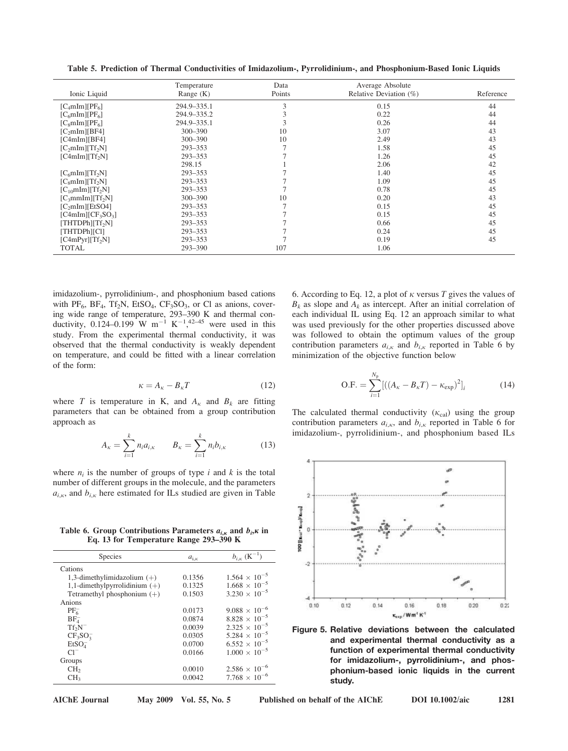**Table 5. Prediction of Thermal Conductivities of Imidazolium-, Pyrrolidinium-, and Phosphonium-Based Ionic Liquids**

| Ionic Liquid | Temperature Range (K) | Data Points | Average Absolute Relative Deviation (%) | Reference |
|---|---|---|---|---|
| $[C_4mIm][PF_6]$ | 294.9–335.1 | 3 | 0.15 | 44 |
| $[C_6mIm][PF_6]$ | 294.9–335.2 | 3 | 0.22 | 44 |
| $[C_8mIm][PF_6]$ | 294.9–335.1 | 3 | 0.26 | 44 |
| $[C_2mIm][BF4]$ | 300–390 | 10 | 3.07 | 43 |
| $[C4mIm][BF4]$ | 300–390 | 10 | 2.49 | 43 |
| $[C_2mIm][Tf_2N]$ | 293–353 | 7 | 1.58 | 45 |
| $[C4mIm][Tf_2N]$ | 293–353 | 7 | 1.26 | 45 |
| | 298.15 | 1 | 2.06 | 42 |
| $[C_6mIm][Tf_2N]$ | 293–353 | 7 | 1.40 | 45 |
| $[C_8mIm][Tf_2N]$ | 293–353 | 7 | 1.09 | 45 |
| $[C_{10}mIm][Tf_2N]$ | 293–353 | 7 | 0.78 | 45 |
| $[C_3mmIm][Tf_2N]$ | 300–390 | 10 | 0.20 | 43 |
| $[C_2mIm][EtSO4]$ | 293–353 | 7 | 0.15 | 45 |
| $[C4mIm][CF_3SO_3]$ | 293–353 | 7 | 0.15 | 45 |
| $[THTDPh][Tf_2N]$ | 293–353 | 7 | 0.66 | 45 |
| [THTDPh][Cl] | 293–353 | 7 | 0.24 | 45 |
| $[C4mPyr][Tf_2N]$ | 293–353 | 7 | 0.19 | 45 |
| TOTAL | 293–390 | 107 | 1.06 | |

imidazolium-, pyrrolidinium-, and phosphonium based cations with $PF_6$, $BF_4$, $Tf_2N$, $EtSO_4$, $CF_3SO_3$, or Cl as anions, covering wide range of temperature, 293–390 K and thermal conductivity, 0.124–0.199 W $m^{-1}$ $K^{-1}$,[42–45] were used in this study. From the experimental thermal conductivity, it was observed that the thermal conductivity is weakly dependent on temperature, and could be fitted with a linear correlation of the form:

$$\kappa = A_\kappa - B_\kappa T \tag{12}$$

where $T$ is temperature in K, and $A_\kappa$ and $B_k$ are fitting parameters that can be obtained from a group contribution approach as

$$A_\kappa = \sum_{i=1}^{k} n_i a_{i,\kappa} \qquad B_\kappa = \sum_{i=1}^{k} n_i b_{i,\kappa} \tag{13}$$

where $n_i$ is the number of groups of type $i$ and $k$ is the total number of different groups in the molecule, and the parameters $a_{i,\kappa}$, and $b_{i,\kappa}$ here estimated for ILs studied are given in Table 6. According to Eq. 12, a plot of $\kappa$ versus $T$ gives the values of $B_k$ as slope and $A_k$ as intercept. After an initial correlation of each individual IL using Eq. 12 an approach similar to what was used previously for the other properties discussed above was followed to obtain the optimum values of the group contribution parameters $a_{i,\kappa}$ and $b_{i,\kappa}$ reported in Table 6 by minimization of the objective function below

$$\text{O.F.} = \sum_{i=1}^{N_p} [((A_\kappa - B_\kappa T) - \kappa_{\exp})^2]_i \tag{14}$$

The calculated thermal conductivity ($\kappa_{cal}$) using the group contribution parameters $a_{i,\kappa}$, and $b_{i,\kappa}$ reported in Table 6 for imidazolium-, pyrrolidinium-, and phosphonium based ILs

**Table 6. Group Contributions Parameters $a_{i,\kappa}$ and $b_{i,\kappa}$ in Eq. 13 for Temperature Range 293–390 K**

| Species | $a_{i,\kappa}$ | $b_{i,\kappa}$ ($K^{-1}$) |
|---|---|---|
| Cations | | |
| 1,3-dimethylimidazolium (+) | 0.1356 | $1.564 \times 10^{-5}$ |
| 1,1-dimethylpyrrolidinium (+) | 0.1325 | $1.668 \times 10^{-5}$ |
| Tetramethyl phosphonium (+) | 0.1503 | $3.230 \times 10^{-5}$ |
| Anions | | |
| $PF_6^-$ | 0.0173 | $9.088 \times 10^{-6}$ |
| $BF_4^-$ | 0.0874 | $8.828 \times 10^{-5}$ |
| $Tf_2N^-$ | 0.0039 | $2.325 \times 10^{-5}$ |
| $CF_3SO_3^-$ | 0.0305 | $5.284 \times 10^{-5}$ |
| $EtSO_4^-$ | 0.0700 | $6.552 \times 10^{-5}$ |
| $Cl^-$ | 0.0166 | $1.000 \times 10^{-5}$ |
| Groups | | |
| $CH_2$ | 0.0010 | $2.586 \times 10^{-6}$ |
| $CH_3$ | 0.0042 | $7.768 \times 10^{-6}$ |

**Figure 5. Relative deviations between the calculated and experimental thermal conductivity as a function of experimental thermal conductivity for imidazolium-, pyrrolidinium-, and phosphonium-based ionic liquids in the current study.**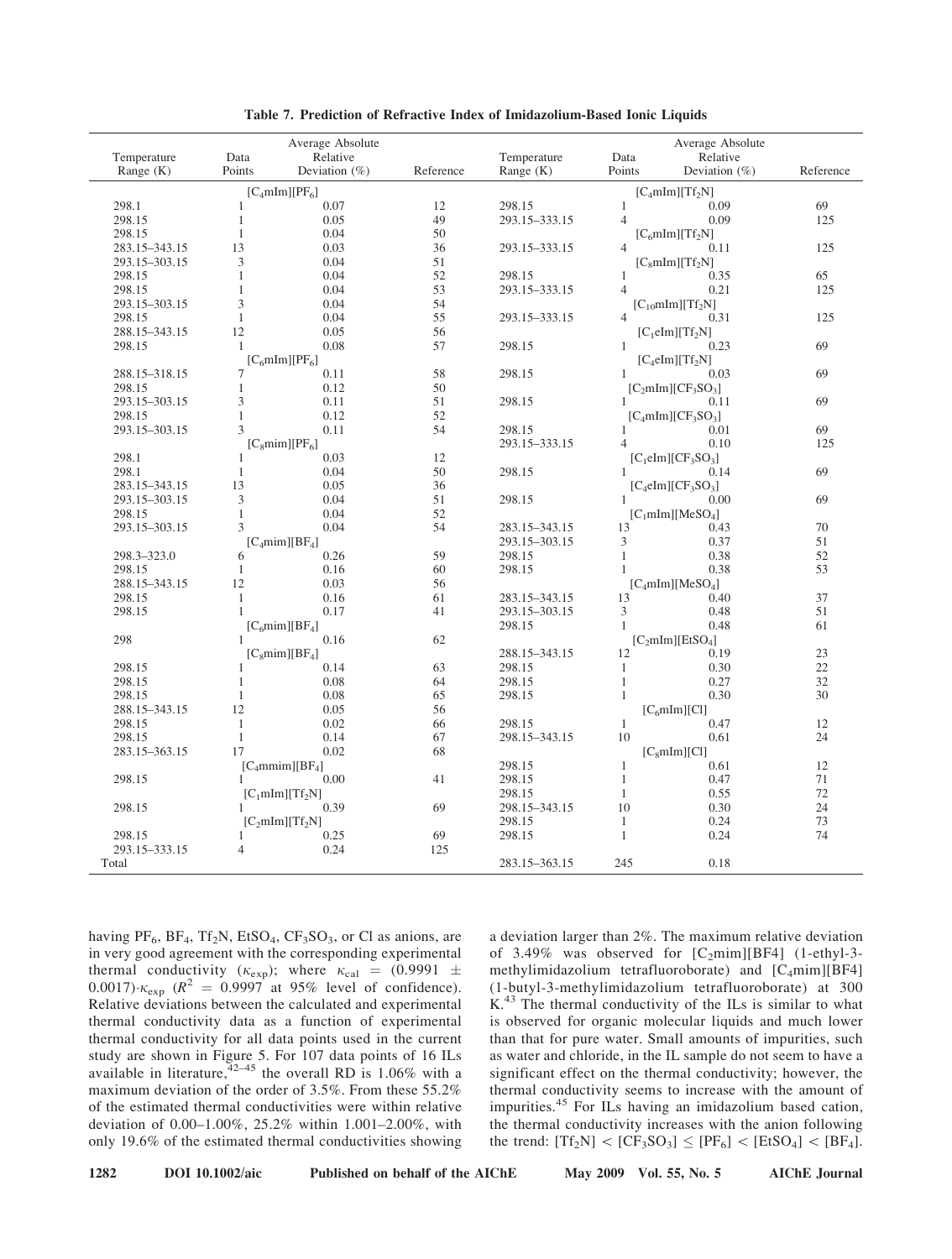**Table 7. Prediction of Refractive Index of Imidazolium-Based Ionic Liquids**

| Temperature Range (K) | Data Points | Average Absolute Relative Deviation (%) | Reference | Temperature Range (K) | Data Points | Average Absolute Relative Deviation (%) | Reference |
|---|---|---|---|---|---|---|---|
| | $[C_4mIm][PF_6]$ | | | | $[C_4mIm][Tf_2N]$ | | |
| 298.1 | 1 | 0.07 | 12 | 298.15 | 1 | 0.09 | 69 |
| 298.15 | 1 | 0.05 | 49 | 293.15–333.15 | 4 | 0.09 | 125 |
| 298.15 | 1 | 0.04 | 50 | | $[C_6mIm][Tf_2N]$ | | |
| 283.15–343.15 | 13 | 0.03 | 36 | 293.15–333.15 | 4 | 0.11 | 125 |
| 293.15–303.15 | 3 | 0.04 | 51 | | $[C_8mIm][Tf_2N]$ | | |
| 298.15 | 1 | 0.04 | 52 | 298.15 | 1 | 0.35 | 65 |
| 298.15 | 1 | 0.04 | 53 | 293.15–333.15 | 4 | 0.21 | 125 |
| 293.15–303.15 | 3 | 0.04 | 54 | | $[C_{10}mIm][Tf_2N]$ | | |
| 298.15 | 1 | 0.04 | 55 | 293.15–333.15 | 4 | 0.31 | 125 |
| 288.15–343.15 | 12 | 0.05 | 56 | | $[C_1eIm][Tf_2N]$ | | |
| 298.15 | 1 | 0.08 | 57 | 298.15 | 1 | 0.23 | 69 |
| | $[C_6mIm][PF_6]$ | | | | $[C_4eIm][Tf_2N]$ | | |
| 288.15–318.15 | 7 | 0.11 | 58 | 298.15 | 1 | 0.03 | 69 |
| 298.15 | 1 | 0.12 | 50 | | $[C_2mIm][CF_3SO_3]$ | | |
| 293.15–303.15 | 3 | 0.11 | 51 | 298.15 | 1 | 0.11 | 69 |
| 298.15 | 1 | 0.12 | 52 | | $[C_4mIm][CF_3SO_3]$ | | |
| 293.15–303.15 | 3 | 0.11 | 54 | 298.15 | 1 | 0.01 | 69 |
| | $[C_8mim][PF_6]$ | | | 293.15–333.15 | 4 | 0.10 | 125 |
| 298.1 | 1 | 0.03 | 12 | | $[C_1eIm][CF_3SO_3]$ | | |
| 298.1 | 1 | 0.04 | 50 | 298.15 | 1 | 0.14 | 69 |
| 283.15–343.15 | 13 | 0.05 | 36 | | $[C_4eIm][CF_3SO_3]$ | | |
| 293.15–303.15 | 3 | 0.04 | 51 | 298.15 | 1 | 0.00 | 69 |
| 298.15 | 1 | 0.04 | 52 | | $[C_1mIm][MeSO_4]$ | | |
| 293.15–303.15 | 3 | 0.04 | 54 | 283.15–343.15 | 13 | 0.43 | 70 |
| | $[C_4mim][BF_4]$ | | | 293.15–303.15 | 3 | 0.37 | 51 |
| 298.3–323.0 | 6 | 0.26 | 59 | 298.15 | 1 | 0.38 | 52 |
| 298.15 | 1 | 0.16 | 60 | 298.15 | 1 | 0.38 | 53 |
| 288.15–343.15 | 12 | 0.03 | 56 | | $[C_4mIm][MeSO_4]$ | | |
| 298.15 | 1 | 0.16 | 61 | 283.15–343.15 | 13 | 0.40 | 37 |
| 298.15 | 1 | 0.17 | 41 | 293.15–303.15 | 3 | 0.48 | 51 |
| | $[C_6mim][BF_4]$ | | | 298.15 | 1 | 0.48 | 61 |
| 298 | 1 | 0.16 | 62 | | $[C_2mIm][EtSO_4]$ | | |
| | $[C_8mim][BF_4]$ | | | 288.15–343.15 | 12 | 0.19 | 23 |
| 298.15 | 1 | 0.14 | 63 | 298.15 | 1 | 0.30 | 22 |
| 298.15 | 1 | 0.08 | 64 | 298.15 | 1 | 0.27 | 32 |
| 298.15 | 1 | 0.08 | 65 | 298.15 | 1 | 0.30 | 30 |
| 288.15–343.15 | 12 | 0.05 | 56 | | $[C_6mIm][Cl]$ | | |
| 298.15 | 1 | 0.02 | 66 | 298.15 | 1 | 0.47 | 12 |
| 298.15 | 1 | 0.14 | 67 | 298.15–343.15 | 10 | 0.61 | 24 |
| 283.15–363.15 | 17 | 0.02 | 68 | | $[C_8mIm][Cl]$ | | |
| | $[C_4mmim][BF_4]$ | | | 298.15 | 1 | 0.61 | 12 |
| 298.15 | 1 | 0.00 | 41 | 298.15 | 1 | 0.47 | 71 |
| | $[C_1mIm][Tf_2N]$ | | | 298.15 | 1 | 0.55 | 72 |
| 298.15 | 1 | 0.39 | 69 | 298.15–343.15 | 10 | 0.30 | 24 |
| | $[C_2mIm][Tf_2N]$ | | | 298.15 | 1 | 0.24 | 73 |
| 298.15 | 1 | 0.25 | 69 | 298.15 | 1 | 0.24 | 74 |
| 293.15–333.15 | 4 | 0.24 | 125 | | | | |
| Total | | | | 283.15–363.15 | 245 | 0.18 | |

having $PF_6$, $BF_4$, $Tf_2N$, $EtSO_4$, $CF_3SO_3$, or Cl as anions, are in very good agreement with the corresponding experimental thermal conductivity ($\kappa_{exp}$); where $\kappa_{cal} = (0.9991 \pm 0.0017)\cdot\kappa_{exp}$ ($R^2 = 0.9997$ at 95% level of confidence). Relative deviations between the calculated and experimental thermal conductivity data as a function of experimental thermal conductivity for all data points used in the current study are shown in Figure 5. For 107 data points of 16 ILs available in literature,[42–45] the overall RD is 1.06% with a maximum deviation of the order of 3.5%. From these 55.2% of the estimated thermal conductivities were within relative deviation of 0.00–1.00%, 25.2% within 1.001–2.00%, with only 19.6% of the estimated thermal conductivities showing a deviation larger than 2%. The maximum relative deviation of 3.49% was observed for $[C_2mim][BF4]$ (1-ethyl-3-methylimidazolium tetrafluoroborate) and $[C_4mim][BF4]$ (1-butyl-3-methylimidazolium tetrafluoroborate) at 300 K.[43] The thermal conductivity of the ILs is similar to what is observed for organic molecular liquids and much lower than that for pure water. Small amounts of impurities, such as water and chloride, in the IL sample do not seem to have a significant effect on the thermal conductivity; however, the thermal conductivity seems to increase with the amount of impurities.[45] For ILs having an imidazolium based cation, the thermal conductivity increases with the anion following the trend: $[Tf_2N] < [CF_3SO_3] \leq [PF_6] < [EtSO_4] < [BF_4]$.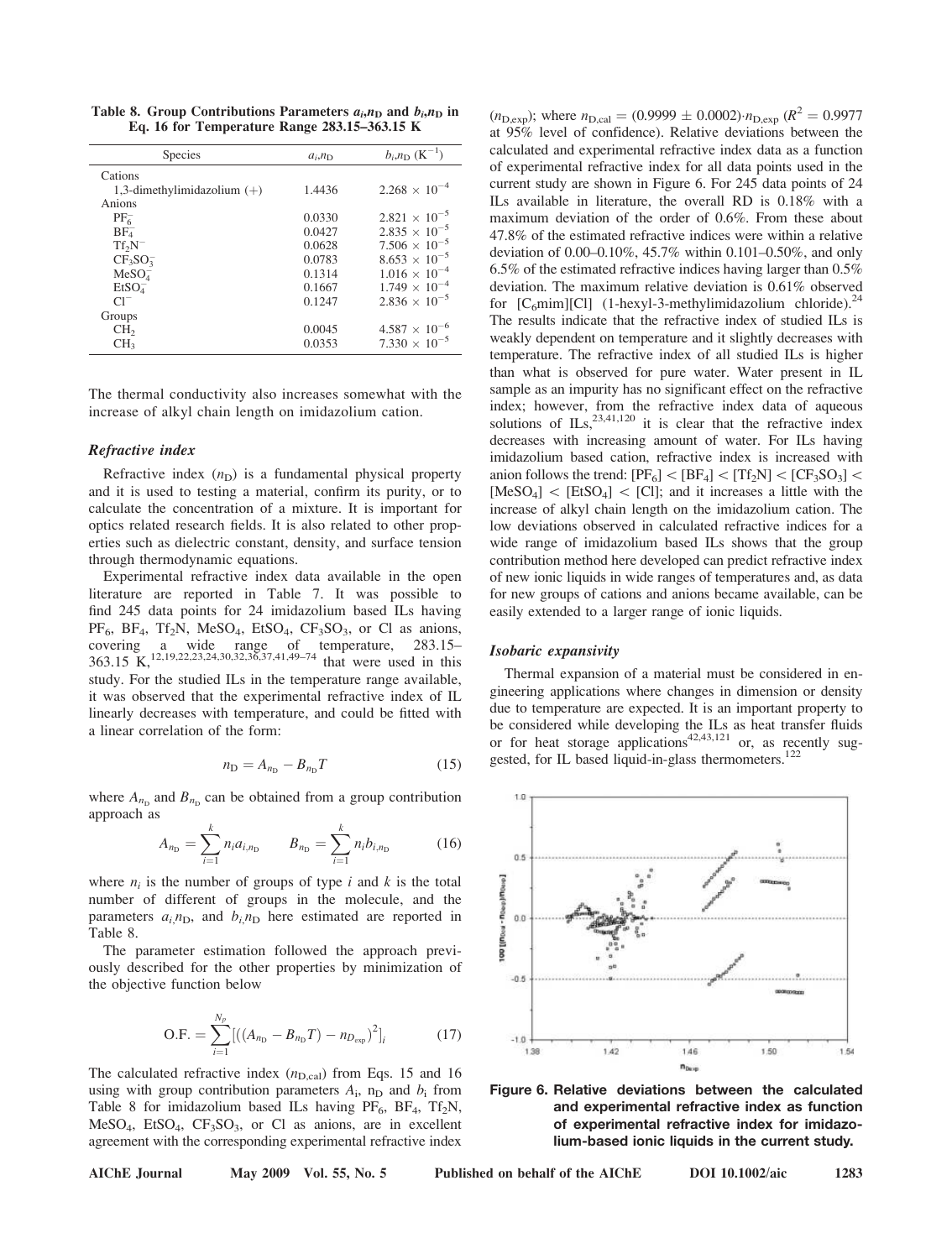**Table 8. Group Contributions Parameters $a_i,n_D$ and $b_i,n_D$ in Eq. 16 for Temperature Range 283.15–363.15 K**

| Species | $a_i,n_D$ | $b_i,n_D$ ($K^{-1}$) |
|---|---|---|
| Cations | | |
| 1,3-dimethylimidazolium (+) | 1.4436 | $2.268 \times 10^{-4}$ |
| Anions | | |
| $PF_6^-$ | 0.0330 | $2.821 \times 10^{-5}$ |
| $BF_4^-$ | 0.0427 | $2.835 \times 10^{-5}$ |
| $Tf_2N^-$ | 0.0628 | $7.506 \times 10^{-5}$ |
| $CF_3SO_3^-$ | 0.0783 | $8.653 \times 10^{-5}$ |
| $MeSO_4^-$ | 0.1314 | $1.016 \times 10^{-4}$ |
| $EtSO_4^-$ | 0.1667 | $1.749 \times 10^{-4}$ |
| $Cl^-$ | 0.1247 | $2.836 \times 10^{-5}$ |
| Groups | | |
| $CH_2$ | 0.0045 | $4.587 \times 10^{-6}$ |
| $CH_3$ | 0.0353 | $7.330 \times 10^{-5}$ |

The thermal conductivity also increases somewhat with the increase of alkyl chain length on imidazolium cation.

### *Refractive index*

Refractive index ($n_D$) is a fundamental physical property and it is used to testing a material, confirm its purity, or to calculate the concentration of a mixture. It is important for optics related research fields. It is also related to other properties such as dielectric constant, density, and surface tension through thermodynamic equations.

Experimental refractive index data available in the open literature are reported in Table 7. It was possible to find 245 data points for 24 imidazolium based ILs having $PF_6$, $BF_4$, $Tf_2N$, $MeSO_4$, $EtSO_4$, $CF_3SO_3$, or Cl as anions, covering a wide range of temperature, 283.15–363.15 K,[12,19,22,23,24,30,32,36,37,41,49–74] that were used in this study. For the studied ILs in the temperature range available, it was observed that the experimental refractive index of IL linearly decreases with temperature, and could be fitted with a linear correlation of the form:

$$n_D = A_{n_D} - B_{n_D} T \tag{15}$$

where $A_{n_D}$ and $B_{n_D}$ can be obtained from a group contribution approach as

$$A_{n_D} = \sum_{i=1}^{k} n_i a_{i,n_D} \qquad B_{n_D} = \sum_{i=1}^{k} n_i b_{i,n_D} \tag{16}$$

where $n_i$ is the number of groups of type $i$ and $k$ is the total number of different of groups in the molecule, and the parameters $a_{i,}n_D$, and $b_{i,}n_D$ here estimated are reported in Table 8.

The parameter estimation followed the approach previously described for the other properties by minimization of the objective function below

$$\text{O.F.} = \sum_{i=1}^{N_p} \left[ \left( (A_{n_D} - B_{n_D} T) - n_{D_{exp}} \right)^2 \right]_i \tag{17}$$

The calculated refractive index ($n_{D,cal}$) from Eqs. 15 and 16 using with group contribution parameters $A_i$, $n_D$ and $b_i$ from Table 8 for imidazolium based ILs having $PF_6$, $BF_4$, $Tf_2N$, $MeSO_4$, $EtSO_4$, $CF_3SO_3$, or Cl as anions, are in excellent agreement with the corresponding experimental refractive index ($n_{D,exp}$); where $n_{D,cal} = (0.9999 \pm 0.0002) \cdot n_{D,exp}$ ($R^2 = 0.9977$ at 95% level of confidence). Relative deviations between the calculated and experimental refractive index data as a function of experimental refractive index for all data points used in the current study are shown in Figure 6. For 245 data points of 24 ILs available in literature, the overall RD is 0.18% with a maximum deviation of the order of 0.6%. From these about 47.8% of the estimated refractive indices were within a relative deviation of 0.00–0.10%, 45.7% within 0.101–0.50%, and only 6.5% of the estimated refractive indices having larger than 0.5% deviation. The maximum relative deviation is 0.61% observed for [C6mim][Cl] (1-hexyl-3-methylimidazolium chloride).[24] The results indicate that the refractive index of studied ILs is weakly dependent on temperature and it slightly decreases with temperature. The refractive index of all studied ILs is higher than what is observed for pure water. Water present in IL sample as an impurity has no significant effect on the refractive index; however, from the refractive index data of aqueous solutions of ILs,[23,41,120] it is clear that the refractive index decreases with increasing amount of water. For ILs having imidazolium based cation, refractive index is increased with anion follows the trend: [$PF_6$] < [$BF_4$] < [$Tf_2N$] < [$CF_3SO_3$] < [$MeSO_4$] < [$EtSO_4$] < [Cl]; and it increases a little with the increase of alkyl chain length on the imidazolium cation. The low deviations observed in calculated refractive indices for a wide range of imidazolium based ILs shows that the group contribution method here developed can predict refractive index of new ionic liquids in wide ranges of temperatures and, as data for new groups of cations and anions became available, can be easily extended to a larger range of ionic liquids.

### *Isobaric expansivity*

Thermal expansion of a material must be considered in engineering applications where changes in dimension or density due to temperature are expected. It is an important property to be considered while developing the ILs as heat transfer fluids or for heat storage applications[42,43,121] or, as recently suggested, for IL based liquid-in-glass thermometers.[122]

**Figure 6. Relative deviations between the calculated and experimental refractive index as function of experimental refractive index for imidazolium-based ionic liquids in the current study.**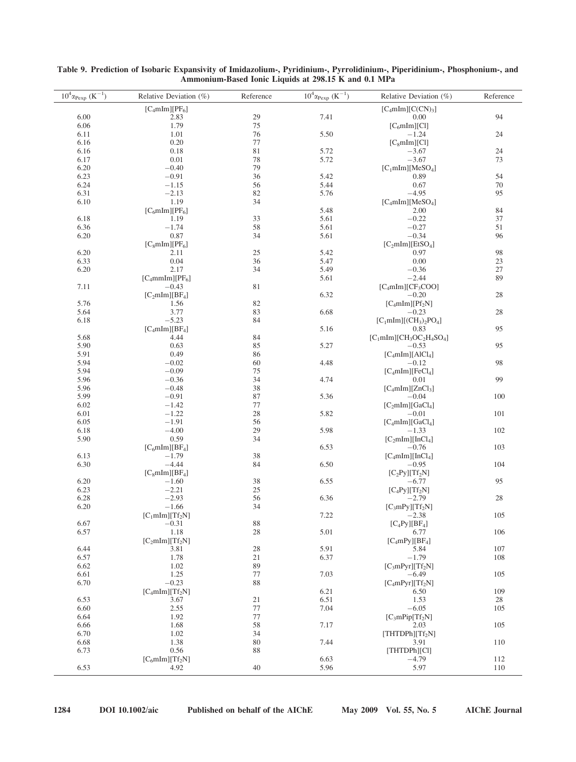**Table 9. Prediction of Isobaric Expansivity of Imidazolium-, Pyridinium-, Pyrrolidinium-, Piperidinium-, Phosphonium-, and Ammonium-Based Ionic Liquids at 298.15 K and 0.1 MPa**

| $10^4\alpha_{Pexp}$ ($K^{-1}$) | Relative Deviation (%) | Reference | $10^4\alpha_{Pexp}$ ($K^{-1}$) | Relative Deviation (%) | Reference |
|---|---|---|---|---|---|
| | $[C_4mIm][PF_6]$ | | | $[C_4mIm][C(CN)_3]$ | |
| 6.00 | 2.83 | 29 | 7.41 | 0.00 | 94 |
| 6.06 | 1.79 | 75 | | $[C_6mIm][Cl]$ | |
| 6.11 | 1.01 | 76 | 5.50 | −1.24 | 24 |
| 6.16 | 0.20 | 77 | | $[C_8mIm][Cl]$ | |
| 6.16 | 0.18 | 81 | 5.72 | −3.67 | 24 |
| 6.17 | 0.01 | 78 | 5.72 | −3.67 | 73 |
| 6.20 | −0.40 | 79 | | $[C_1mIm][MeSO_4]$ | |
| 6.23 | −0.91 | 36 | 5.42 | 0.89 | 54 |
| 6.24 | −1.15 | 56 | 5.44 | 0.67 | 70 |
| 6.31 | −2.13 | 82 | 5.76 | −4.95 | 95 |
| 6.10 | 1.19 | 34 | | $[C_4mIm][MeSO_4]$ | |
| | $[C_6mIm][PF_6]$ | | 5.48 | 2.00 | 84 |
| 6.18 | 1.19 | 33 | 5.61 | −0.22 | 37 |
| 6.36 | −1.74 | 58 | 5.61 | −0.27 | 51 |
| 6.20 | 0.87 | 34 | 5.61 | −0.34 | 96 |
| | $[C_8mIm][PF_6]$ | | | $[C_2mIm][EtSO_4]$ | |
| 6.20 | 2.11 | 25 | 5.42 | 0.97 | 98 |
| 6.33 | 0.04 | 36 | 5.47 | 0.00 | 23 |
| 6.20 | 2.17 | 34 | 5.49 | −0.36 | 27 |
| | $[C_4mmIm][PF_6]$ | | 5.61 | −2.44 | 89 |
| 7.11 | −0.43 | 81 | | $[C_4mIm][CF_3COO]$ | |
| | $[C_2mIm][BF_4]$ | | 6.32 | −0.20 | 28 |
| 5.76 | 1.56 | 82 | | $[C_4mIm][Pf_2N]$ | |
| 5.64 | 3.77 | 83 | 6.68 | −0.23 | 28 |
| 6.18 | −5.23 | 84 | | $[C_1mIm][(CH_3)_2PO_4]$ | |
| | $[C_4mIm][BF_4]$ | | 5.16 | 0.83 | 95 |
| 5.68 | 4.44 | 84 | | $[C_1mIm][CH_3OC_2H_4SO_4]$ | |
| 5.90 | 0.63 | 85 | 5.27 | −0.53 | 95 |
| 5.91 | 0.49 | 86 | | $[C_4mIm][AlCl_4]$ | |
| 5.94 | −0.02 | 60 | 4.48 | −0.12 | 98 |
| 5.94 | −0.09 | 75 | | $[C_4mIm][FeCl_4]$ | |
| 5.96 | −0.36 | 34 | 4.74 | 0.01 | 99 |
| 5.96 | −0.48 | 38 | | $[C_4mIm][ZnCl_3]$ | |
| 5.99 | −0.91 | 87 | 5.36 | −0.04 | 100 |
| 6.02 | −1.42 | 77 | | $[C_2mIm][GaCl_4]$ | |
| 6.01 | −1.22 | 28 | 5.82 | −0.01 | 101 |
| 6.05 | −1.91 | 56 | | $[C_4mIm][GaCl_4]$ | |
| 6.18 | −4.00 | 29 | 5.98 | −1.33 | 102 |
| 5.90 | 0.59 | 34 | | $[C_2mIm][InCl_4]$ | |
| | $[C_6mIm][BF_4]$ | | 6.53 | −0.76 | 103 |
| 6.13 | −1.79 | 38 | | $[C_4mIm][InCl_4]$ | |
| 6.30 | −4.44 | 84 | 6.50 | −0.95 | 104 |
| | $[C_8mIm][BF_4]$ | | | $[C_2Py][Tf_2N]$ | |
| 6.20 | −1.60 | 38 | 6.55 | −6.77 | 95 |
| 6.23 | −2.21 | 25 | | $[C_4Py][Tf_2N]$ | |
| 6.28 | −2.93 | 56 | 6.36 | −2.79 | 28 |
| 6.20 | −1.66 | 34 | | $[C_3mPy][Tf_2N]$ | |
| | $[C_1mIm][Tf_2N]$ | | 7.22 | −2.38 | 105 |
| 6.67 | −0.31 | 88 | | $[C_4Py][BF_4]$ | |
| 6.57 | 1.18 | 28 | 5.01 | 6.77 | 106 |
| | $[C_2mIm][Tf_2N]$ | | | $[C_4mPy][BF_4]$ | |
| 6.44 | 3.81 | 28 | 5.91 | 5.84 | 107 |
| 6.57 | 1.78 | 21 | 6.37 | −1.79 | 108 |
| 6.62 | 1.02 | 89 | | $[C_3mPyr][Tf_2N]$ | |
| 6.61 | 1.25 | 77 | 7.03 | −6.49 | 105 |
| 6.70 | −0.23 | 88 | | $[C_4mPyr][Tf_2N]$ | |
| | $[C_4mIm][Tf_2N]$ | | 6.21 | 6.50 | 109 |
| 6.53 | 3.67 | 21 | 6.51 | 1.53 | 28 |
| 6.60 | 2.55 | 77 | 7.04 | −6.05 | 105 |
| 6.64 | 1.92 | 77 | | $[C_3mPip[Tf_2N]$ | |
| 6.66 | 1.68 | 58 | 7.17 | 2.03 | 105 |
| 6.70 | 1.02 | 34 | | $[THTDPh][Tf_2N]$ | |
| 6.68 | 1.38 | 80 | 7.44 | 3.91 | 110 |
| 6.73 | 0.56 | 88 | | $[THTDPh][Cl]$ | |
| | $[C_6mIm][Tf_2N]$ | | 6.63 | −4.79 | 112 |
| 6.53 | 4.92 | 40 | 5.96 | 5.97 | 110 |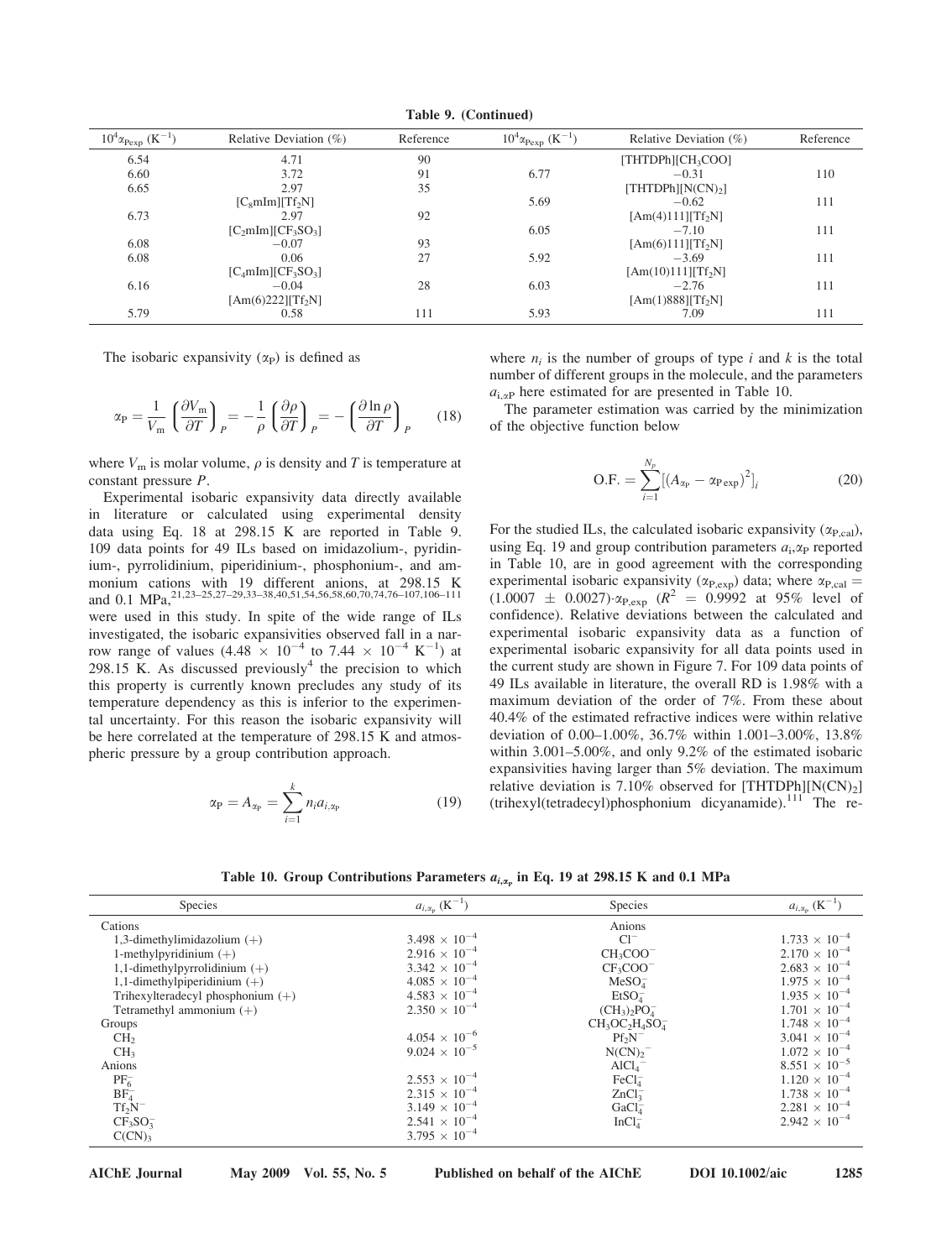**Table 9. (Continued)**

| $10^4\alpha_{Pexp}$ ($K^{-1}$) | Relative Deviation (%) | Reference | $10^4\alpha_{Pexp}$ ($K^{-1}$) | Relative Deviation (%) | Reference |
|---|---|---|---|---|---|
| 6.54 | 4.71 | 90 | | [THTDPh][$CH_3COO$] | |
| 6.60 | 3.72 | 91 | 6.77 | −0.31 | 110 |
| 6.65 | 2.97 | 35 | | [THTDPh][$N(CN)_2$] | |
| | [$C_8$mIm][$Tf_2N$] | | 5.69 | −0.62 | 111 |
| 6.73 | 2.97 | 92 | | [Am(4)111][$Tf_2N$] | |
| | [$C_2$mIm][$CF_3SO_3$] | | 6.05 | −7.10 | 111 |
| 6.08 | −0.07 | 93 | | [Am(6)111][$Tf_2N$] | |
| 6.08 | 0.06 | 27 | 5.92 | −3.69 | 111 |
| | [$C_4$mIm][$CF_3SO_3$] | | | [Am(10)111][$Tf_2N$] | |
| 6.16 | −0.04 | 28 | 6.03 | −2.76 | 111 |
| | [Am(6)222][$Tf_2N$] | | | [Am(1)888][$Tf_2N$] | |
| 5.79 | 0.58 | 111 | 5.93 | 7.09 | 111 |

The isobaric expansivity ($\alpha_P$) is defined as

$$\alpha_P = \frac{1}{V_m}\left(\frac{\partial V_m}{\partial T}\right)_P = -\frac{1}{\rho}\left(\frac{\partial \rho}{\partial T}\right)_P = -\left(\frac{\partial \ln \rho}{\partial T}\right)_P \tag{18}$$

where $V_m$ is molar volume, $\rho$ is density and $T$ is temperature at constant pressure $P$.

Experimental isobaric expansivity data directly available in literature or calculated using experimental density data using Eq. 18 at 298.15 K are reported in Table 9. 109 data points for 49 ILs based on imidazolium-, pyridinium-, pyrrolidinium, piperidinium-, phosphonium-, and ammonium cations with 19 different anions, at 298.15 K and 0.1 MPa,[21,23–25,27–29,33–38,40,51,54,56,58,60,70,74,76–107,106–111] were used in this study. In spite of the wide range of ILs investigated, the isobaric expansivities observed fall in a narrow range of values ($4.48 \times 10^{-4}$ to $7.44 \times 10^{-4}$ $K^{-1}$) at 298.15 K. As discussed previously[4] the precision to which this property is currently known precludes any study of its temperature dependency as this is inferior to the experimental uncertainty. For this reason the isobaric expansivity will be here correlated at the temperature of 298.15 K and atmospheric pressure by a group contribution approach.

$$\alpha_P = A_{\alpha_P} = \sum_{i=1}^{k} n_i a_{i,\alpha_P} \tag{19}$$

where $n_i$ is the number of groups of type $i$ and $k$ is the total number of different groups in the molecule, and the parameters $a_{i,\alpha P}$ here estimated for are presented in Table 10.

The parameter estimation was carried by the minimization of the objective function below

$$\text{O.F.} = \sum_{i=1}^{N_p}\left[\left(A_{\alpha_P} - \alpha_{P\,exp}\right)^2\right]_i \tag{20}$$

For the studied ILs, the calculated isobaric expansivity ($\alpha_{P,cal}$), using Eq. 19 and group contribution parameters $a_i,\alpha_P$ reported in Table 10, are in good agreement with the corresponding experimental isobaric expansivity ($\alpha_{P,exp}$) data; where $\alpha_{P,cal} = (1.0007 \pm 0.0027)\cdot\alpha_{P,exp}$ ($R^2 = 0.9992$ at 95% level of confidence). Relative deviations between the calculated and experimental isobaric expansivity data as a function of experimental isobaric expansivity for all data points used in the current study are shown in Figure 7. For 109 data points of 49 ILs available in literature, the overall RD is 1.98% with a maximum deviation of the order of 7%. From these about 40.4% of the estimated refractive indices were within relative deviation of 0.00–1.00%, 36.7% within 1.001–3.00%, 13.8% within 3.001–5.00%, and only 9.2% of the estimated isobaric expansivities having larger than 5% deviation. The maximum relative deviation is 7.10% observed for [THTDPh][$N(CN)_2$] (trihexyl(tetradecyl)phosphonium dicyanamide).[111] The re-

**Table 10. Group Contributions Parameters $a_{i,\alpha_P}$ in Eq. 19 at 298.15 K and 0.1 MPa**

| Species | $a_{i,\alpha_P}$ ($K^{-1}$) | Species | $a_{i,\alpha_P}$ ($K^{-1}$) |
|---|---|---|---|
| Cations | | Anions | |
| 1,3-dimethylimidazolium (+) | $3.498 \times 10^{-4}$ | $Cl^-$ | $1.733 \times 10^{-4}$ |
| 1-methylpyridinium (+) | $2.916 \times 10^{-4}$ | $CH_3COO^-$ | $2.170 \times 10^{-4}$ |
| 1,1-dimethylpyrrolidinium (+) | $3.342 \times 10^{-4}$ | $CF_3COO^-$ | $2.683 \times 10^{-4}$ |
| 1,1-dimethylpiperidinium (+) | $4.085 \times 10^{-4}$ | $MeSO_4^-$ | $1.975 \times 10^{-4}$ |
| Trihexylteradecyl phosphonium (+) | $4.583 \times 10^{-4}$ | $EtSO_4^-$ | $1.935 \times 10^{-4}$ |
| Tetramethyl ammonium (+) | $2.350 \times 10^{-4}$ | $(CH_3)_2PO_4^-$ | $1.701 \times 10^{-4}$ |
| Groups | | $CH_3OC_2H_4SO_4^-$ | $1.748 \times 10^{-4}$ |
| $CH_2$ | $4.054 \times 10^{-6}$ | $Pf_2N^-$ | $3.041 \times 10^{-4}$ |
| $CH_3$ | $9.024 \times 10^{-5}$ | $N(CN)_2^-$ | $1.072 \times 10^{-4}$ |
| Anions | | $AlCl_4^-$ | $8.551 \times 10^{-5}$ |
| $PF_6^-$ | $2.553 \times 10^{-4}$ | $FeCl_4^-$ | $1.120 \times 10^{-4}$ |
| $BF_4^-$ | $2.315 \times 10^{-4}$ | $ZnCl_3^-$ | $1.738 \times 10^{-4}$ |
| $Tf_2N^-$ | $3.149 \times 10^{-4}$ | $GaCl_4^-$ | $2.281 \times 10^{-4}$ |
| $CF_3SO_3^-$ | $2.541 \times 10^{-4}$ | $InCl_4^-$ | $2.942 \times 10^{-4}$ |
| $C(CN)_3$ | $3.795 \times 10^{-4}$ | | |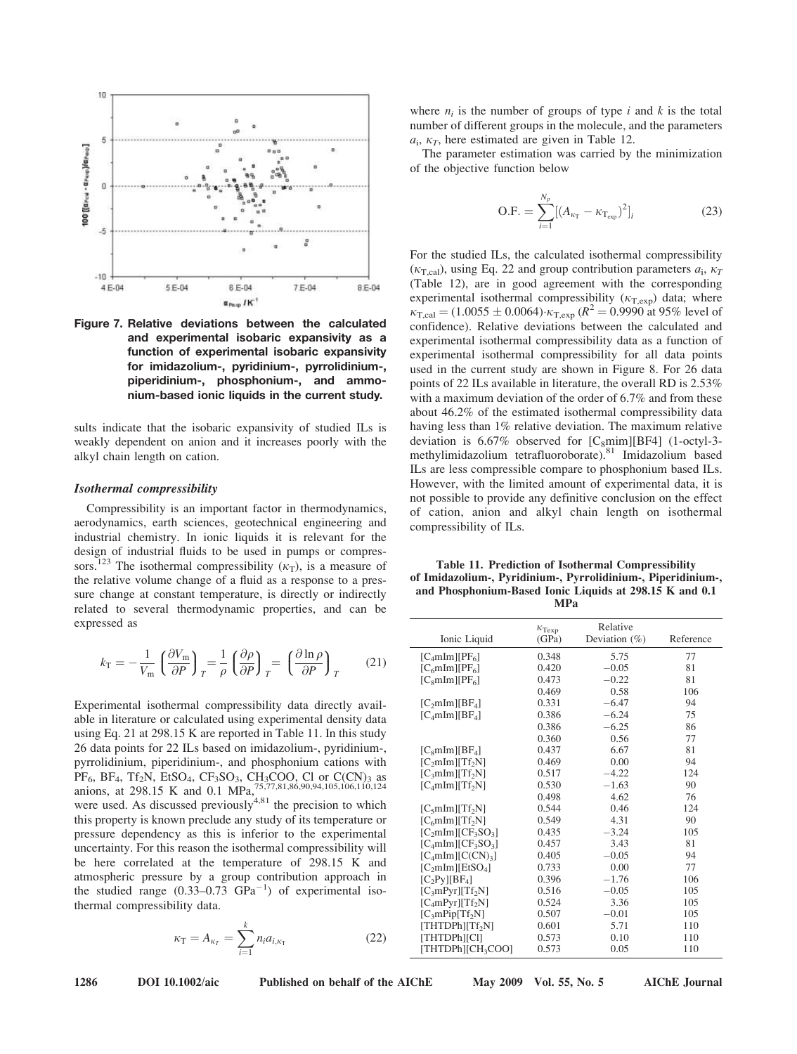Figure 7. Relative deviations between the calculated and experimental isobaric expansivity as a function of experimental isobaric expansivity for imidazolium-, pyridinium-, pyrrolidinium-, piperidinium-, phosphonium-, and ammonium-based ionic liquids in the current study.

sults indicate that the isobaric expansivity of studied ILs is weakly dependent on anion and it increases poorly with the alkyl chain length on cation.

### *Isothermal compressibility*

Compressibility is an important factor in thermodynamics, aerodynamics, earth sciences, geotechnical engineering and industrial chemistry. In ionic liquids it is relevant for the design of industrial fluids to be used in pumps or compressors.[123] The isothermal compressibility ($\kappa_T$), is a measure of the relative volume change of a fluid as a response to a pressure change at constant temperature, is directly or indirectly related to several thermodynamic properties, and can be expressed as

$$k_T = -\frac{1}{V_m}\left(\frac{\partial V_m}{\partial P}\right)_T = \frac{1}{\rho}\left(\frac{\partial \rho}{\partial P}\right)_T = \left(\frac{\partial \ln \rho}{\partial P}\right)_T \tag{21}$$

Experimental isothermal compressibility data directly available in literature or calculated using experimental density data using Eq. 21 at 298.15 K are reported in Table 11. In this study 26 data points for 22 ILs based on imidazolium-, pyridinium-, pyrrolidinium, piperidinium-, and phosphonium cations with $PF_6$, $BF_4$, $Tf_2N$, $EtSO_4$, $CF_3SO_3$, $CH_3COO$, Cl or $C(CN)_3$ as anions, at 298.15 K and 0.1 MPa,[75,77,81,86,90,94,105,106,110,124] were used. As discussed previously[4,81] the precision to which this property is known preclude any study of its temperature or pressure dependency as this is inferior to the experimental uncertainty. For this reason the isothermal compressibility will be here correlated at the temperature of 298.15 K and atmospheric pressure by a group contribution approach in the studied range (0.33–0.73 $GPa^{-1}$) of experimental isothermal compressibility data.

$$\kappa_T = A_{\kappa_T} = \sum_{i=1}^{k} n_i a_{i,\kappa_T} \tag{22}$$

where $n_i$ is the number of groups of type $i$ and $k$ is the total number of different groups in the molecule, and the parameters $a_i$, $\kappa_T$, here estimated are given in Table 12.

The parameter estimation was carried by the minimization of the objective function below

$$\text{O.F.} = \sum_{i=1}^{N_p}\left[\left(A_{\kappa_T} - \kappa_{T_{exp}}\right)^2\right]_i \tag{23}$$

For the studied ILs, the calculated isothermal compressibility ($\kappa_{T,cal}$), using Eq. 22 and group contribution parameters $a_i$, $\kappa_T$ (Table 12), are in good agreement with the corresponding experimental isothermal compressibility ($\kappa_{T,exp}$) data; where $\kappa_{T,cal} = (1.0055 \pm 0.0064)\cdot\kappa_{T,exp}$ ($R^2 = 0.9990$ at 95% level of confidence). Relative deviations between the calculated and experimental isothermal compressibility data as a function of experimental isothermal compressibility for all data points used in the current study are shown in Figure 8. For 26 data points of 22 ILs available in literature, the overall RD is 2.53% with a maximum deviation of the order of 6.7% and from these about 46.2% of the estimated isothermal compressibility data having less than 1% relative deviation. The maximum relative deviation is 6.67% observed for $[C_8mim][BF4]$ (1-octyl-3-methylimidazolium tetrafluoroborate).[81] Imidazolium based ILs are less compressible compare to phosphonium based ILs. However, with the limited amount of experimental data, it is not possible to provide any definitive conclusion on the effect of cation, anion and alkyl chain length on isothermal compressibility of ILs.

**Table 11. Prediction of Isothermal Compressibility of Imidazolium-, Pyridinium-, Pyrrolidinium-, Piperidinium-, and Phosphonium-Based Ionic Liquids at 298.15 K and 0.1 MPa**

| Ionic Liquid | $\kappa_{Texp}$ (GPa) | Relative Deviation (%) | Reference |
|---|---|---|---|
| $[C_4mIm][PF_6]$ | 0.348 | 5.75 | 77 |
| $[C_6mIm][PF_6]$ | 0.420 | −0.05 | 81 |
| $[C_8mIm][PF_6]$ | 0.473 | −0.22 | 81 |
| | 0.469 | 0.58 | 106 |
| $[C_2mIm][BF_4]$ | 0.331 | −6.47 | 94 |
| $[C_4mIm][BF_4]$ | 0.386 | −6.24 | 75 |
| | 0.386 | −6.25 | 86 |
| | 0.360 | 0.56 | 77 |
| $[C_8mIm][BF_4]$ | 0.437 | 6.67 | 81 |
| $[C_2mIm][Tf_2N]$ | 0.469 | 0.00 | 94 |
| $[C_3mIm][Tf_2N]$ | 0.517 | −4.22 | 124 |
| $[C_4mIm][Tf_2N]$ | 0.530 | −1.63 | 90 |
| | 0.498 | 4.62 | 76 |
| $[C_5mIm][Tf_2N]$ | 0.544 | 0.46 | 124 |
| $[C_6mIm][Tf_2N]$ | 0.549 | 4.31 | 90 |
| $[C_2mIm][CF_3SO_3]$ | 0.435 | −3.24 | 105 |
| $[C_4mIm][CF_3SO_3]$ | 0.457 | 3.43 | 81 |
| $[C_4mIm][C(CN)_3]$ | 0.405 | −0.05 | 94 |
| $[C_2mIm][EtSO_4]$ | 0.733 | 0.00 | 77 |
| $[C_2Py][BF_4]$ | 0.396 | −1.76 | 106 |
| $[C_3mPyr][Tf_2N]$ | 0.516 | −0.05 | 105 |
| $[C_4mPyr][Tf_2N]$ | 0.524 | 3.36 | 105 |
| $[C_3mPip[Tf_2N]$ | 0.507 | −0.01 | 105 |
| $[THTDPh][Tf_2N]$ | 0.601 | 5.71 | 110 |
| [THTDPh][Cl] | 0.573 | 0.10 | 110 |
| $[THTDPh][CH_3COO]$ | 0.573 | 0.05 | 110 |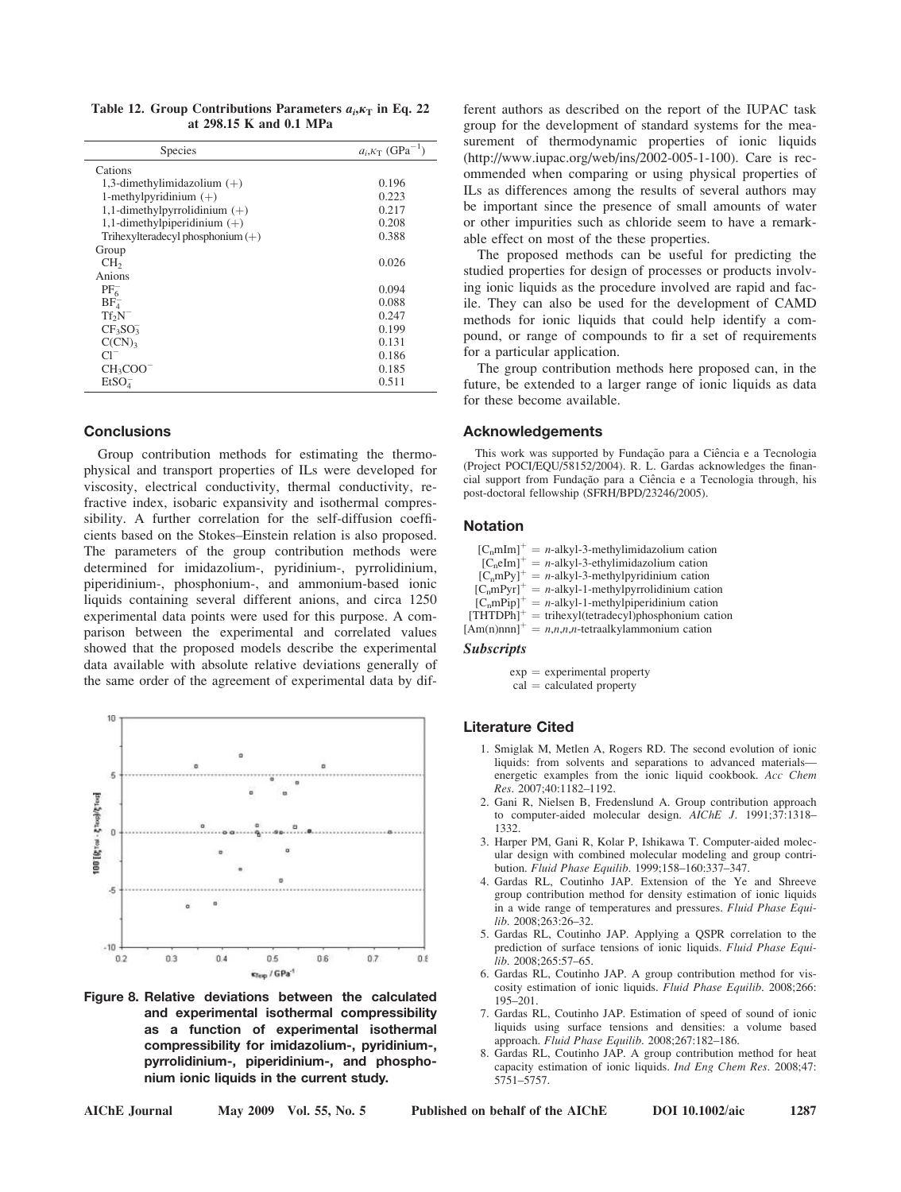Table 12. Group Contributions Parameters $a_i$,$\kappa_T$ in Eq. 22 at 298.15 K and 0.1 MPa

| Species | $a_i$,$\kappa_T$ ($GPa^{-1}$) |
|---|---|
| Cations | |
| 1,3-dimethylimidazolium (+) | 0.196 |
| 1-methylpyridinium (+) | 0.223 |
| 1,1-dimethylpyrrolidinium (+) | 0.217 |
| 1,1-dimethylpiperidinium (+) | 0.208 |
| Trihexylteradecyl phosphonium (+) | 0.388 |
| Group | |
| $CH_2$ | 0.026 |
| Anions | |
| $PF_6^-$ | 0.094 |
| $BF_4^-$ | 0.088 |
| $Tf_2N^-$ | 0.247 |
| $CF_3SO_3^-$ | 0.199 |
| $C(CN)_3$ | 0.131 |
| $Cl^-$ | 0.186 |
| $CH_3COO^-$ | 0.185 |
| $EtSO_4^-$ | 0.511 |

## Conclusions

Group contribution methods for estimating the thermophysical and transport properties of ILs were developed for viscosity, electrical conductivity, thermal conductivity, refractive index, isobaric expansivity and isothermal compressibility. A further correlation for the self-diffusion coefficients based on the Stokes–Einstein relation is also proposed. The parameters of the group contribution methods were determined for imidazolium-, pyridinium-, pyrrolidinium, piperidinium-, phosphonium-, and ammonium-based ionic liquids containing several different anions, and circa 1250 experimental data points were used for this purpose. A comparison between the experimental and correlated values showed that the proposed models describe the experimental data available with absolute relative deviations generally of the same order of the agreement of experimental data by different authors as described on the report of the IUPAC task group for the development of standard systems for the measurement of thermodynamic properties of ionic liquids (http://www.iupac.org/web/ins/2002-005-1-100). Care is recommended when comparing or using physical properties of ILs as differences among the results of several authors may be important since the presence of small amounts of water or other impurities such as chloride seem to have a remarkable effect on most of the these properties.

The proposed methods can be useful for predicting the studied properties for design of processes or products involving ionic liquids as the procedure involved are rapid and facile. They can also be used for the development of CAMD methods for ionic liquids that could help identify a compound, or range of compounds to fir a set of requirements for a particular application.

The group contribution methods here proposed can, in the future, be extended to a larger range of ionic liquids as data for these become available.

Figure 8. Relative deviations between the calculated and experimental isothermal compressibility as a function of experimental isothermal compressibility for imidazolium-, pyridinium-, pyrrolidinium-, piperidinium-, and phosphonium ionic liquids in the current study.

## Acknowledgements

This work was supported by Fundação para a Ciência e a Tecnologia (Project POCI/EQU/58152/2004). R. L. Gardas acknowledges the financial support from Fundação para a Ciência e a Tecnologia through, his post-doctoral fellowship (SFRH/BPD/23246/2005).

## Notation

$[C_nmIm]^+$ = n-alkyl-3-methylimidazolium cation
$[C_neIm]^+$ = n-alkyl-3-ethylimidazolium cation
$[C_nmPy]^+$ = n-alkyl-3-methylpyridinium cation
$[C_nmPyr]^+$ = n-alkyl-1-methylpyrrolidinium cation
$[C_nmPip]^+$ = n-alkyl-1-methylpiperidinium cation
$[THTDPh]^+$ = trihexyl(tetradecyl)phosphonium cation
$[Am(n)nnn]^+$ = n,n,n,n-tetraalkylammonium cation

### *Subscripts*

exp = experimental property
cal = calculated property

## Literature Cited

1. Smiglak M, Metlen A, Rogers RD. The second evolution of ionic liquids: from solvents and separations to advanced materials—energetic examples from the ionic liquid cookbook. *Acc Chem Res*. 2007;40:1182–1192.
2. Gani R, Nielsen B, Fredenslund A. Group contribution approach to computer-aided molecular design. *AIChE J*. 1991;37:1318–1332.
3. Harper PM, Gani R, Kolar P, Ishikawa T. Computer-aided molecular design with combined molecular modeling and group contribution. *Fluid Phase Equilib*. 1999;158–160:337–347.
4. Gardas RL, Coutinho JAP. Extension of the Ye and Shreeve group contribution method for density estimation of ionic liquids in a wide range of temperatures and pressures. *Fluid Phase Equilib*. 2008;263:26–32.
5. Gardas RL, Coutinho JAP. Applying a QSPR correlation to the prediction of surface tensions of ionic liquids. *Fluid Phase Equilib*. 2008;265:57–65.
6. Gardas RL, Coutinho JAP. A group contribution method for viscosity estimation of ionic liquids. *Fluid Phase Equilib*. 2008;266: 195–201.
7. Gardas RL, Coutinho JAP. Estimation of speed of sound of ionic liquids using surface tensions and densities: a volume based approach. *Fluid Phase Equilib*. 2008;267:182–186.
8. Gardas RL, Coutinho JAP. A group contribution method for heat capacity estimation of ionic liquids. *Ind Eng Chem Res*. 2008;47: 5751–5757.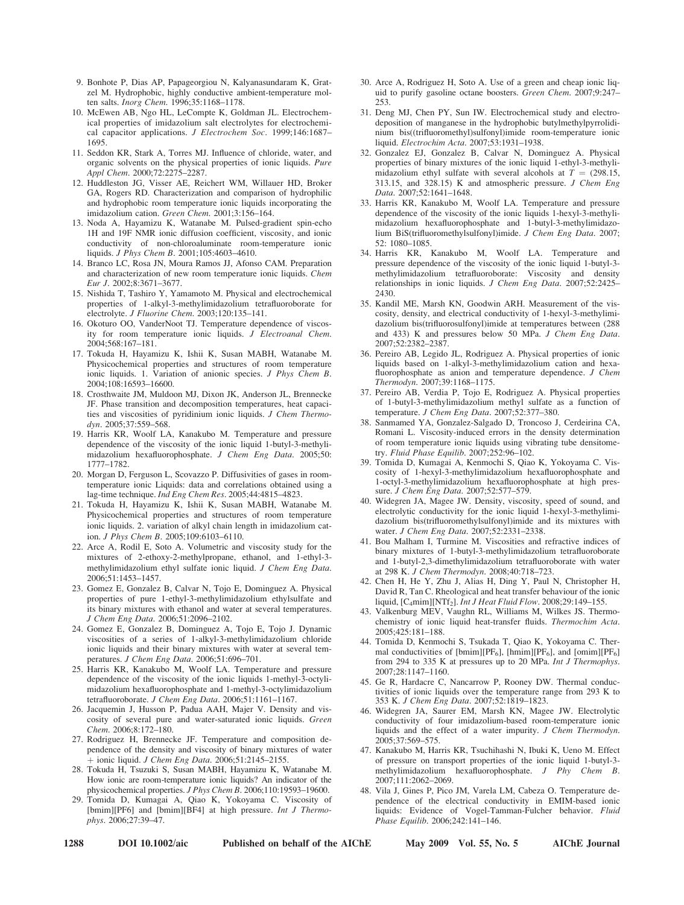9. Bonhote P, Dias AP, Papageorgiou N, Kalyanasundaram K, Gratzel M. Hydrophobic, highly conductive ambient-temperature molten salts. *Inorg Chem*. 1996;35:1168–1178.
10. McEwen AB, Ngo HL, LeCompte K, Goldman JL. Electrochemical properties of imidazolium salt electrolytes for electrochemical capacitor applications. *J Electrochem Soc*. 1999;146:1687–1695.
11. Seddon KR, Stark A, Torres MJ. Influence of chloride, water, and organic solvents on the physical properties of ionic liquids. *Pure Appl Chem*. 2000;72:2275–2287.
12. Huddleston JG, Visser AE, Reichert WM, Willauer HD, Broker GA, Rogers RD. Characterization and comparison of hydrophilic and hydrophobic room temperature ionic liquids incorporating the imidazolium cation. *Green Chem*. 2001;3:156–164.
13. Noda A, Hayamizu K, Watanabe M. Pulsed-gradient spin-echo 1H and 19F NMR ionic diffusion coefficient, viscosity, and ionic conductivity of non-chloroaluminate room-temperature ionic liquids. *J Phys Chem B*. 2001;105:4603–4610.
14. Branco LC, Rosa JN, Moura Ramos JJ, Afonso CAM. Preparation and characterization of new room temperature ionic liquids. *Chem Eur J*. 2002;8:3671–3677.
15. Nishida T, Tashiro Y, Yamamoto M. Physical and electrochemical properties of 1-alkyl-3-methylimidazolium tetrafluoroborate for electrolyte. *J Fluorine Chem*. 2003;120:135–141.
16. Okoturo OO, VanderNoot TJ. Temperature dependence of viscosity for room temperature ionic liquids. *J Electroanal Chem*. 2004;568:167–181.
17. Tokuda H, Hayamizu K, Ishii K, Susan MABH, Watanabe M. Physicochemical properties and structures of room temperature ionic liquids. 1. Variation of anionic species. *J Phys Chem B*. 2004;108:16593–16600.
18. Crosthwaite JM, Muldoon MJ, Dixon JK, Anderson JL, Brennecke JF. Phase transition and decomposition temperatures, heat capacities and viscosities of pyridinium ionic liquids. *J Chem Thermodyn*. 2005;37:559–568.
19. Harris KR, Woolf LA, Kanakubo M. Temperature and pressure dependence of the viscosity of the ionic liquid 1-butyl-3-methylimidazolium hexafluorophosphate. *J Chem Eng Data*. 2005;50: 1777–1782.
20. Morgan D, Ferguson L, Scovazzo P. Diffusivities of gases in room-temperature ionic Liquids: data and correlations obtained using a lag-time technique. *Ind Eng Chem Res*. 2005;44:4815–4823.
21. Tokuda H, Hayamizu K, Ishii K, Susan MABH, Watanabe M. Physicochemical properties and structures of room temperature ionic liquids. 2. variation of alkyl chain length in imidazolium cation. *J Phys Chem B*. 2005;109:6103–6110.
22. Arce A, Rodil E, Soto A. Volumetric and viscosity study for the mixtures of 2-ethoxy-2-methylpropane, ethanol, and 1-ethyl-3-methylimidazolium ethyl sulfate ionic liquid. *J Chem Eng Data*. 2006;51:1453–1457.
23. Gomez E, Gonzalez B, Calvar N, Tojo E, Dominguez A. Physical properties of pure 1-ethyl-3-methylimidazolium ethylsulfate and its binary mixtures with ethanol and water at several temperatures. *J Chem Eng Data*. 2006;51:2096–2102.
24. Gomez E, Gonzalez B, Dominguez A, Tojo E, Tojo J. Dynamic viscosities of a series of 1-alkyl-3-methylimidazolium chloride ionic liquids and their binary mixtures with water at several temperatures. *J Chem Eng Data*. 2006;51:696–701.
25. Harris KR, Kanakubo M, Woolf LA. Temperature and pressure dependence of the viscosity of the ionic liquids 1-methyl-3-octylimidazolium hexafluorophosphate and 1-methyl-3-octylimidazolium tetrafluoroborate. *J Chem Eng Data*. 2006;51:1161–1167.
26. Jacquemin J, Husson P, Padua AAH, Majer V. Density and viscosity of several pure and water-saturated ionic liquids. *Green Chem*. 2006;8:172–180.
27. Rodriguez H, Brennecke JF. Temperature and composition dependence of the density and viscosity of binary mixtures of water + ionic liquid. *J Chem Eng Data*. 2006;51:2145–2155.
28. Tokuda H, Tsuzuki S, Susan MABH, Hayamizu K, Watanabe M. How ionic are room-temperature ionic liquids? An indicator of the physicochemical properties. *J Phys Chem B*. 2006;110:19593–19600.
29. Tomida D, Kumagai A, Qiao K, Yokoyama C. Viscosity of [bmim][PF6] and [bmim][BF4] at high pressure. *Int J Thermophys*. 2006;27:39–47.
30. Arce A, Rodriguez H, Soto A. Use of a green and cheap ionic liquid to purify gasoline octane boosters. *Green Chem*. 2007;9:247–253.
31. Deng MJ, Chen PY, Sun IW. Electrochemical study and electrodeposition of manganese in the hydrophobic butylmethylpyrrolidinium bis((trifluoromethyl)sulfonyl)imide room-temperature ionic liquid. *Electrochim Acta*. 2007;53:1931–1938.
32. Gonzalez EJ, Gonzalez B, Calvar N, Dominguez A. Physical properties of binary mixtures of the ionic liquid 1-ethyl-3-methylimidazolium ethyl sulfate with several alcohols at $T = (298.15, 313.15, \text{and } 328.15)$ K and atmospheric pressure. *J Chem Eng Data*. 2007;52:1641–1648.
33. Harris KR, Kanakubo M, Woolf LA. Temperature and pressure dependence of the viscosity of the ionic liquids 1-hexyl-3-methylimidazolium hexafluorophosphate and 1-butyl-3-methylimidazolium BiS(trifluoromethylsulfonyl)imide. *J Chem Eng Data*. 2007; 52: 1080–1085.
34. Harris KR, Kanakubo M, Woolf LA. Temperature and pressure dependence of the viscosity of the ionic liquid 1-butyl-3-methylimidazolium tetrafluoroborate: Viscosity and density relationships in ionic liquids. *J Chem Eng Data*. 2007;52:2425–2430.
35. Kandil ME, Marsh KN, Goodwin ARH. Measurement of the viscosity, density, and electrical conductivity of 1-hexyl-3-methylimidazolium bis(trifluorosulfonyl)imide at temperatures between (288 and 433) K and pressures below 50 MPa. *J Chem Eng Data*. 2007;52:2382–2387.
36. Pereiro AB, Legido JL, Rodriguez A. Physical properties of ionic liquids based on 1-alkyl-3-methylimidazolium cation and hexafluorophosphate as anion and temperature dependence. *J Chem Thermodyn*. 2007;39:1168–1175.
37. Pereiro AB, Verdia P, Tojo E, Rodriguez A. Physical properties of 1-butyl-3-methylimidazolium methyl sulfate as a function of temperature. *J Chem Eng Data*. 2007;52:377–380.
38. Sanmamed YA, Gonzalez-Salgado D, Troncoso J, Cerdeirina CA, Romani L. Viscosity-induced errors in the density determination of room temperature ionic liquids using vibrating tube densitometry. *Fluid Phase Equilib*. 2007;252:96–102.
39. Tomida D, Kumagai A, Kenmochi S, Qiao K, Yokoyama C. Viscosity of 1-hexyl-3-methylimidazolium hexafluorophosphate and 1-octyl-3-methylimidazolium hexafluorophosphate at high pressure. *J Chem Eng Data*. 2007;52:577–579.
40. Widegren JA, Magee JW. Density, viscosity, speed of sound, and electrolytic conductivity for the ionic liquid 1-hexyl-3-methylimidazolium bis(trifluoromethylsulfonyl)imide and its mixtures with water. *J Chem Eng Data*. 2007;52:2331–2338.
41. Bou Malham I, Turmine M. Viscosities and refractive indices of binary mixtures of 1-butyl-3-methylimidazolium tetrafluoroborate and 1-butyl-2,3-dimethylimidazolium tetrafluoroborate with water at 298 K. *J Chem Thermodyn*. 2008;40:718–723.
42. Chen H, He Y, Zhu J, Alias H, Ding Y, Paul N, Christopher H, David R, Tan C. Rheological and heat transfer behaviour of the ionic liquid, [$C_4$mim][$NTf_2$]. *Int J Heat Fluid Flow*. 2008;29:149–155.
43. Valkenburg MEV, Vaughn RL, Williams M, Wilkes JS. Thermochemistry of ionic liquid heat-transfer fluids. *Thermochim Acta*. 2005;425:181–188.
44. Tomida D, Kenmochi S, Tsukada T, Qiao K, Yokoyama C. Thermal conductivities of [bmim][$PF_6$], [hmim][$PF_6$], and [omim][$PF_6$] from 294 to 335 K at pressures up to 20 MPa. *Int J Thermophys*. 2007;28:1147–1160.
45. Ge R, Hardacre C, Nancarrow P, Rooney DW. Thermal conductivities of ionic liquids over the temperature range from 293 K to 353 K. *J Chem Eng Data*. 2007;52:1819–1823.
46. Widegren JA, Saurer EM, Marsh KN, Magee JW. Electrolytic conductivity of four imidazolium-based room-temperature ionic liquids and the effect of a water impurity. *J Chem Thermodyn*. 2005;37:569–575.
47. Kanakubo M, Harris KR, Tsuchihashi N, Ibuki K, Ueno M. Effect of pressure on transport properties of the ionic liquid 1-butyl-3-methylimidazolium hexafluorophosphate. *J Phy Chem B*. 2007;111:2062–2069.
48. Vila J, Gines P, Pico JM, Varela LM, Cabeza O. Temperature dependence of the electrical conductivity in EMIM-based ionic liquids: Evidence of Vogel-Tamman-Fulcher behavior. *Fluid Phase Equilib*. 2006;242:141–146.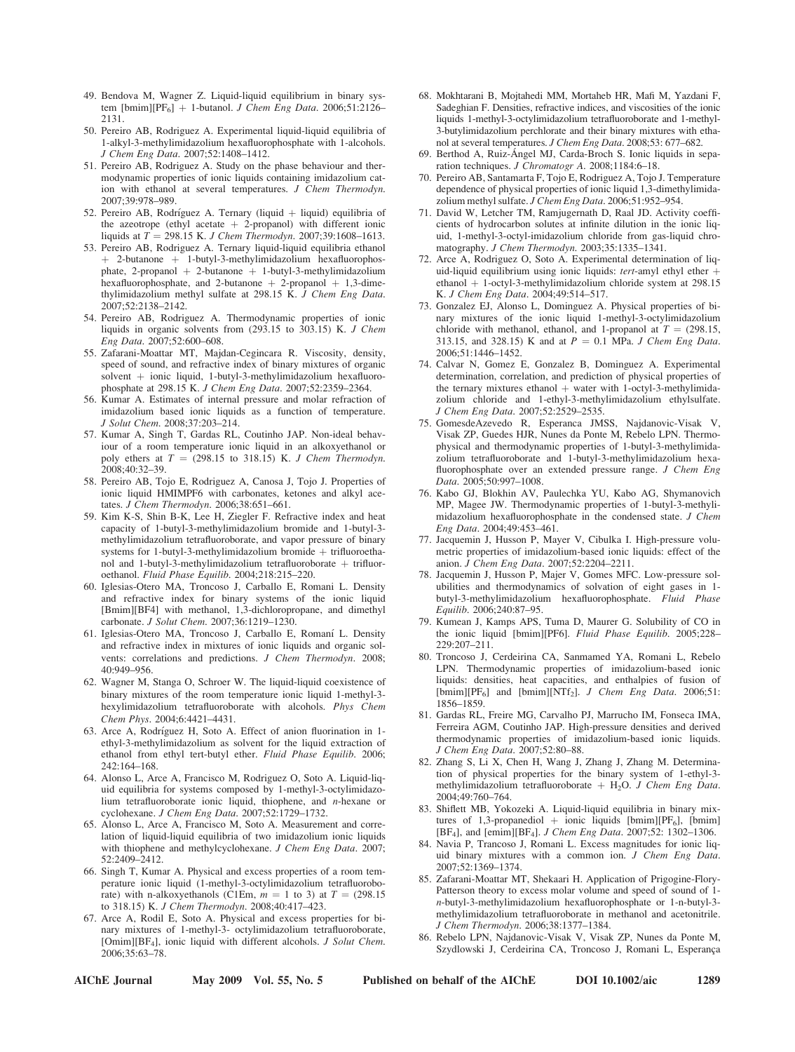49. Bendova M, Wagner Z. Liquid-liquid equilibrium in binary system [bmim][$PF_6$] + 1-butanol. *J Chem Eng Data*. 2006;51:2126–2131.
50. Pereiro AB, Rodriguez A. Experimental liquid-liquid equilibria of 1-alkyl-3-methylimidazolium hexafluorophosphate with 1-alcohols. *J Chem Eng Data*. 2007;52:1408–1412.
51. Pereiro AB, Rodriguez A. Study on the phase behaviour and thermodynamic properties of ionic liquids containing imidazolium cation with ethanol at several temperatures. *J Chem Thermodyn*. 2007;39:978–989.
52. Pereiro AB, Rodríguez A. Ternary (liquid + liquid) equilibria of the azeotrope (ethyl acetate + 2-propanol) with different ionic liquids at $T = 298.15$ K. *J Chem Thermodyn*. 2007;39:1608–1613.
53. Pereiro AB, Rodriguez A. Ternary liquid-liquid equilibria ethanol + 2-butanone + 1-butyl-3-methylimidazolium hexafluorophosphate, 2-propanol + 2-butanone + 1-butyl-3-methylimidazolium hexafluorophosphate, and 2-butanone + 2-propanol + 1,3-dimethylimidazolium methyl sulfate at 298.15 K. *J Chem Eng Data*. 2007;52:2138–2142.
54. Pereiro AB, Rodriguez A. Thermodynamic properties of ionic liquids in organic solvents from (293.15 to 303.15) K. *J Chem Eng Data*. 2007;52:600–608.
55. Zafarani-Moattar MT, Majdan-Cegincara R. Viscosity, density, speed of sound, and refractive index of binary mixtures of organic solvent + ionic liquid, 1-butyl-3-methylimidazolium hexafluorophosphate at 298.15 K. *J Chem Eng Data*. 2007;52:2359–2364.
56. Kumar A. Estimates of internal pressure and molar refraction of imidazolium based ionic liquids as a function of temperature. *J Solut Chem*. 2008;37:203–214.
57. Kumar A, Singh T, Gardas RL, Coutinho JAP. Non-ideal behaviour of a room temperature ionic liquid in an alkoxyethanol or poly ethers at $T = (298.15$ to $318.15)$ K. *J Chem Thermodyn*. 2008;40:32–39.
58. Pereiro AB, Tojo E, Rodriguez A, Canosa J, Tojo J. Properties of ionic liquid HMIMPF6 with carbonates, ketones and alkyl acetates. *J Chem Thermodyn*. 2006;38:651–661.
59. Kim K-S, Shin B-K, Lee H, Ziegler F. Refractive index and heat capacity of 1-butyl-3-methylimidazolium bromide and 1-butyl-3-methylimidazolium tetrafluoroborate, and vapor pressure of binary systems for 1-butyl-3-methylimidazolium bromide + trifluoroethanol and 1-butyl-3-methylimidazolium tetrafluoroborate + trifluoroethanol. *Fluid Phase Equilib*. 2004;218:215–220.
60. Iglesias-Otero MA, Troncoso J, Carballo E, Romani L. Density and refractive index for binary systems of the ionic liquid [Bmim][BF4] with methanol, 1,3-dichloropropane, and dimethyl carbonate. *J Solut Chem*. 2007;36:1219–1230.
61. Iglesias-Otero MA, Troncoso J, Carballo E, Romaní L. Density and refractive index in mixtures of ionic liquids and organic solvents: correlations and predictions. *J Chem Thermodyn*. 2008; 40:949–956.
62. Wagner M, Stanga O, Schroer W. The liquid-liquid coexistence of binary mixtures of the room temperature ionic liquid 1-methyl-3-hexylimidazolium tetrafluoroborate with alcohols. *Phys Chem Chem Phys*. 2004;6:4421–4431.
63. Arce A, Rodríguez H, Soto A. Effect of anion fluorination in 1-ethyl-3-methylimidazolium as solvent for the liquid extraction of ethanol from ethyl tert-butyl ether. *Fluid Phase Equilib*. 2006; 242:164–168.
64. Alonso L, Arce A, Francisco M, Rodriguez O, Soto A. Liquid-liquid equilibria for systems composed by 1-methyl-3-octylimidazolium tetrafluoroborate ionic liquid, thiophene, and *n*-hexane or cyclohexane. *J Chem Eng Data*. 2007;52:1729–1732.
65. Alonso L, Arce A, Francisco M, Soto A. Measurement and correlation of liquid-liquid equilibria of two imidazolium ionic liquids with thiophene and methylcyclohexane. *J Chem Eng Data*. 2007; 52:2409–2412.
66. Singh T, Kumar A. Physical and excess properties of a room temperature ionic liquid (1-methyl-3-octylimidazolium tetrafluoroborate) with n-alkoxyethanols (C1Em, $m = 1$ to 3) at $T = (298.15$ to $318.15)$ K. *J Chem Thermodyn*. 2008;40:417–423.
67. Arce A, Rodil E, Soto A. Physical and excess properties for binary mixtures of 1-methyl-3- octylimidazolium tetrafluoroborate, [Omim][$BF_4$], ionic liquid with different alcohols. *J Solut Chem*. 2006;35:63–78.
68. Mokhtarani B, Mojtahedi MM, Mortaheb HR, Mafi M, Yazdani F, Sadeghian F. Densities, refractive indices, and viscosities of the ionic liquids 1-methyl-3-octylimidazolium tetrafluoroborate and 1-methyl-3-butylimidazolium perchlorate and their binary mixtures with ethanol at several temperatures. *J Chem Eng Data*. 2008;53: 677–682.
69. Berthod A, Ruiz-Ángel MJ, Carda-Broch S. Ionic liquids in separation techniques. *J Chromatogr A*. 2008;1184:6–18.
70. Pereiro AB, Santamarta F, Tojo E, Rodriguez A, Tojo J. Temperature dependence of physical properties of ionic liquid 1,3-dimethylimidazolium methyl sulfate. *J Chem Eng Data*. 2006;51:952–954.
71. David W, Letcher TM, Ramjugernath D, Raal JD. Activity coefficients of hydrocarbon solutes at infinite dilution in the ionic liquid, 1-methyl-3-octyl-imidazolium chloride from gas-liquid chromatography. *J Chem Thermodyn*. 2003;35:1335–1341.
72. Arce A, Rodriguez O, Soto A. Experimental determination of liquid-liquid equilibrium using ionic liquids: *tert*-amyl ethyl ether + ethanol + 1-octyl-3-methylimidazolium chloride system at 298.15 K. *J Chem Eng Data*. 2004;49:514–517.
73. Gonzalez EJ, Alonso L, Dominguez A. Physical properties of binary mixtures of the ionic liquid 1-methyl-3-octylimidazolium chloride with methanol, ethanol, and 1-propanol at $T = (298.15$, 313.15, and 328.15) K and at $P = 0.1$ MPa. *J Chem Eng Data*. 2006;51:1446–1452.
74. Calvar N, Gomez E, Gonzalez B, Dominguez A. Experimental determination, correlation, and prediction of physical properties of the ternary mixtures ethanol + water with 1-octyl-3-methylimidazolium chloride and 1-ethyl-3-methylimidazolium ethylsulfate. *J Chem Eng Data*. 2007;52:2529–2535.
75. GomesdeAzevedo R, Esperanca JMSS, Najdanovic-Visak V, Visak ZP, Guedes HJR, Nunes da Ponte M, Rebelo LPN. Thermophysical and thermodynamic properties of 1-butyl-3-methylimidazolium tetrafluoroborate and 1-butyl-3-methylimidazolium hexafluorophosphate over an extended pressure range. *J Chem Eng Data*. 2005;50:997–1008.
76. Kabo GJ, Blokhin AV, Paulechka YU, Kabo AG, Shymanovich MP, Magee JW. Thermodynamic properties of 1-butyl-3-methylimidazolium hexafluorophosphate in the condensed state. *J Chem Eng Data*. 2004;49:453–461.
77. Jacquemin J, Husson P, Mayer V, Cibulka I. High-pressure volumetric properties of imidazolium-based ionic liquids: effect of the anion. *J Chem Eng Data*. 2007;52:2204–2211.
78. Jacquemin J, Husson P, Majer V, Gomes MFC. Low-pressure solubilities and thermodynamics of solvation of eight gases in 1-butyl-3-methylimidazolium hexafluorophosphate. *Fluid Phase Equilib*. 2006;240:87–95.
79. Kumean J, Kamps APS, Tuma D, Maurer G. Solubility of CO in the ionic liquid [bmim][PF6]. *Fluid Phase Equilib*. 2005;228–229:207–211.
80. Troncoso J, Cerdeirina CA, Sanmamed YA, Romani L, Rebelo LPN. Thermodynamic properties of imidazolium-based ionic liquids: densities, heat capacities, and enthalpies of fusion of [bmim][$PF_6$] and [bmim][$NTf_2$]. *J Chem Eng Data*. 2006;51: 1856–1859.
81. Gardas RL, Freire MG, Carvalho PJ, Marrucho IM, Fonseca IMA, Ferreira AGM, Coutinho JAP. High-pressure densities and derived thermodynamic properties of imidazolium-based ionic liquids. *J Chem Eng Data*. 2007;52:80–88.
82. Zhang S, Li X, Chen H, Wang J, Zhang J, Zhang M. Determination of physical properties for the binary system of 1-ethyl-3-methylimidazolium tetrafluoroborate + $H_2O$. *J Chem Eng Data*. 2004;49:760–764.
83. Shiflett MB, Yokozeki A. Liquid-liquid equilibria in binary mixtures of 1,3-propanediol + ionic liquids [bmim][$PF_6$], [bmim][$BF_4$], and [emim][$BF_4$]. *J Chem Eng Data*. 2007;52: 1302–1306.
84. Navia P, Trancoso J, Romani L. Excess magnitudes for ionic liquid binary mixtures with a common ion. *J Chem Eng Data*. 2007;52:1369–1374.
85. Zafarani-Moattar MT, Shekaari H. Application of Prigogine-Flory-Patterson theory to excess molar volume and speed of sound of 1-*n*-butyl-3-methylimidazolium hexafluorophosphate or 1-n-butyl-3-methylimidazolium tetrafluoroborate in methanol and acetonitrile. *J Chem Thermodyn*. 2006;38:1377–1384.
86. Rebelo LPN, Najdanovic-Visak V, Visak ZP, Nunes da Ponte M, Szydlowski J, Cerdeirina CA, Troncoso J, Romani L, Esperança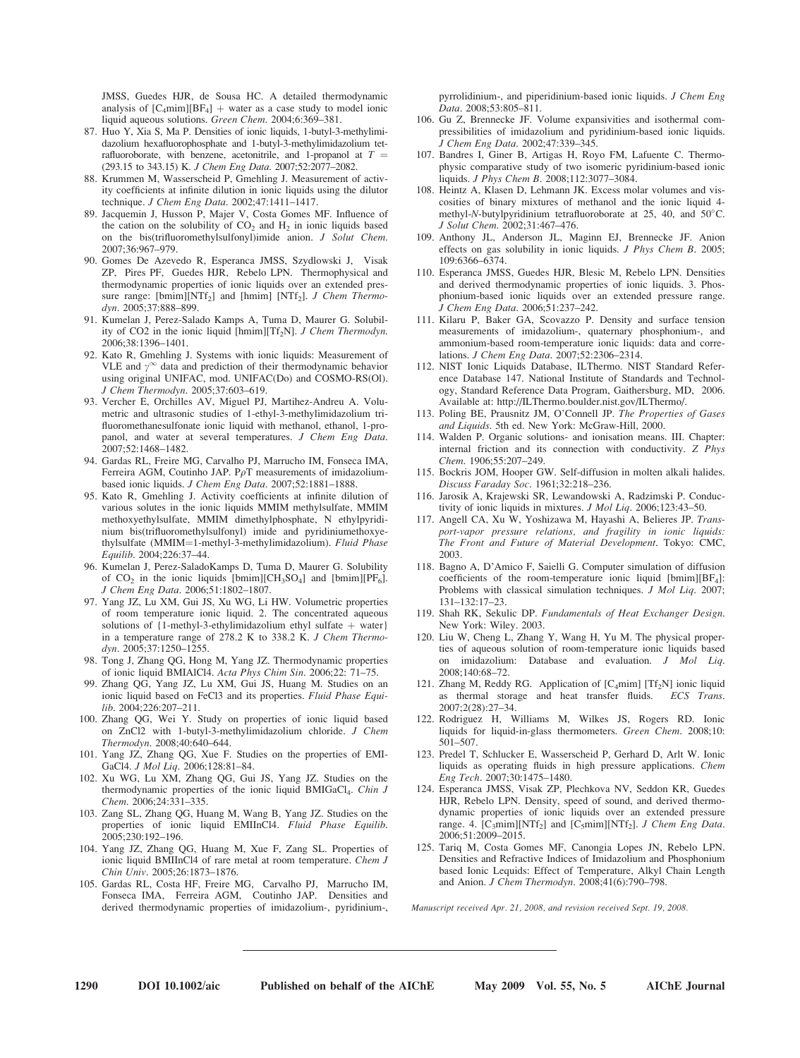JMSS, Guedes HJR, de Sousa HC. A detailed thermodynamic analysis of $[C_4mim][BF_4]$ + water as a case study to model ionic liquid aqueous solutions. *Green Chem.* 2004;6:369–381.

87. Huo Y, Xia S, Ma P. Densities of ionic liquids, 1-butyl-3-methylimidazolium hexafluorophosphate and 1-butyl-3-methylimidazolium tetrafluoroborate, with benzene, acetonitrile, and 1-propanol at $T$ = (293.15 to 343.15) K. *J Chem Eng Data.* 2007;52:2077–2082.
88. Krummen M, Wasserscheid P, Gmehling J. Measurement of activity coefficients at infinite dilution in ionic liquids using the dilutor technique. *J Chem Eng Data.* 2002;47:1411–1417.
89. Jacquemin J, Husson P, Majer V, Costa Gomes MF. Influence of the cation on the solubility of $CO_2$ and $H_2$ in ionic liquids based on the bis(trifluoromethylsulfonyl)imide anion. *J Solut Chem.* 2007;36:967–979.
90. Gomes De Azevedo R, Esperanca JMSS, Szydlowski J, Visak ZP, Pires PF, Guedes HJR, Rebelo LPN. Thermophysical and thermodynamic properties of ionic liquids over an extended pressure range: $[bmim][NTf_2]$ and $[hmim][NTf_2]$. *J Chem Thermodyn.* 2005;37:888–899.
91. Kumelan J, Perez-Salado Kamps A, Tuma D, Maurer G. Solubility of CO2 in the ionic liquid $[hmim][Tf_2N]$. *J Chem Thermodyn.* 2006;38:1396–1401.
92. Kato R, Gmehling J. Systems with ionic liquids: Measurement of VLE and $\gamma^{\infty}$ data and prediction of their thermodynamic behavior using original UNIFAC, mod. UNIFAC(Do) and COSMO-RS(Ol). *J Chem Thermodyn.* 2005;37:603–619.
93. Vercher E, Orchilles AV, Miguel PJ, Martihez-Andreu A. Volumetric and ultrasonic studies of 1-ethyl-3-methylimidazolium trifluoromethanesulfonate ionic liquid with methanol, ethanol, 1-propanol, and water at several temperatures. *J Chem Eng Data.* 2007;52:1468–1482.
94. Gardas RL, Freire MG, Carvalho PJ, Marrucho IM, Fonseca IMA, Ferreira AGM, Coutinho JAP. P$\rho$T measurements of imidazolium-based ionic liquids. *J Chem Eng Data.* 2007;52:1881–1888.
95. Kato R, Gmehling J. Activity coefficients at infinite dilution of various solutes in the ionic liquids MMIM methylsulfate, MMIM methoxyethylsulfate, MMIM dimethylphosphate, N ethylpyridinium bis(trifluoromethylsulfonyl) imide and pyridiniumethoxyethylsulfate (MMIM=1-methyl-3-methylimidazolium). *Fluid Phase Equilib.* 2004;226:37–44.
96. Kumelan J, Perez-SaladoKamps D, Tuma D, Maurer G. Solubility of $CO_2$ in the ionic liquids $[bmim][CH_3SO_4]$ and $[bmim][PF_6]$. *J Chem Eng Data.* 2006;51:1802–1807.
97. Yang JZ, Lu XM, Gui JS, Xu WG, Li HW. Volumetric properties of room temperature ionic liquid. 2. The concentrated aqueous solutions of {1-methyl-3-ethylimidazolium ethyl sulfate + water} in a temperature range of 278.2 K to 338.2 K. *J Chem Thermodyn.* 2005;37:1250–1255.
98. Tong J, Zhang QG, Hong M, Yang JZ. Thermodynamic properties of ionic liquid BMIAlCl4. *Acta Phys Chim Sin.* 2006;22: 71–75.
99. Zhang QG, Yang JZ, Lu XM, Gui JS, Huang M. Studies on an ionic liquid based on FeCl3 and its properties. *Fluid Phase Equilib.* 2004;226:207–211.
100. Zhang QG, Wei Y. Study on properties of ionic liquid based on ZnCl2 with 1-butyl-3-methylimidazolium chloride. *J Chem Thermodyn.* 2008;40:640–644.
101. Yang JZ, Zhang QG, Xue F. Studies on the properties of EMIGaCl4. *J Mol Liq.* 2006;128:81–84.
102. Xu WG, Lu XM, Zhang QG, Gui JS, Yang JZ. Studies on the thermodynamic properties of the ionic liquid $BMIGaCl_4$. *Chin J Chem.* 2006;24:331–335.
103. Zang SL, Zhang QG, Huang M, Wang B, Yang JZ. Studies on the properties of ionic liquid EMIInCl4. *Fluid Phase Equilib.* 2005;230:192–196.
104. Yang JZ, Zhang QG, Huang M, Xue F, Zang SL. Properties of ionic liquid BMIInCl4 of rare metal at room temperature. *Chem J Chin Univ.* 2005;26:1873–1876.
105. Gardas RL, Costa HF, Freire MG, Carvalho PJ, Marrucho IM, Fonseca IMA, Ferreira AGM, Coutinho JAP. Densities and derived thermodynamic properties of imidazolium-, pyridinium-, pyrrolidinium-, and piperidinium-based ionic liquids. *J Chem Eng Data.* 2008;53:805–811.
106. Gu Z, Brennecke JF. Volume expansivities and isothermal compressibilities of imidazolium and pyridinium-based ionic liquids. *J Chem Eng Data.* 2002;47:339–345.
107. Bandres I, Giner B, Artigas H, Royo FM, Lafuente C. Thermophysic comparative study of two isomeric pyridinium-based ionic liquids. *J Phys Chem B.* 2008;112:3077–3084.
108. Heintz A, Klasen D, Lehmann JK. Excess molar volumes and viscosities of binary mixtures of methanol and the ionic liquid 4-methyl-*N*-butylpyridinium tetrafluoroborate at 25, 40, and 50°C. *J Solut Chem.* 2002;31:467–476.
109. Anthony JL, Anderson JL, Maginn EJ, Brennecke JF. Anion effects on gas solubility in ionic liquids. *J Phys Chem B.* 2005; 109:6366–6374.
110. Esperanca JMSS, Guedes HJR, Blesic M, Rebelo LPN. Densities and derived thermodynamic properties of ionic liquids. 3. Phosphonium-based ionic liquids over an extended pressure range. *J Chem Eng Data.* 2006;51:237–242.
111. Kilaru P, Baker GA, Scovazzo P. Density and surface tension measurements of imidazolium-, quaternary phosphonium-, and ammonium-based room-temperature ionic liquids: data and correlations. *J Chem Eng Data.* 2007;52:2306–2314.
112. NIST Ionic Liquids Database, ILThermo. NIST Standard Reference Database 147. National Institute of Standards and Technology, Standard Reference Data Program, Gaithersburg, MD, 2006. Available at: http://ILThermo.boulder.nist.gov/ILThermo/.
113. Poling BE, Prausnitz JM, O'Connell JP. *The Properties of Gases and Liquids.* 5th ed. New York: McGraw-Hill, 2000.
114. Walden P. Organic solutions- and ionisation means. III. Chapter: internal friction and its connection with conductivity. *Z Phys Chem.* 1906;55:207–249.
115. Bockris JOM, Hooper GW. Self-diffusion in molten alkali halides. *Discuss Faraday Soc.* 1961;32:218–236.
116. Jarosik A, Krajewski SR, Lewandowski A, Radzimski P. Conductivity of ionic liquids in mixtures. *J Mol Liq.* 2006;123:43–50.
117. Angell CA, Xu W, Yoshizawa M, Hayashi A, Belieres JP. *Transport-vapor pressure relations, and fragility in ionic liquids: The Front and Future of Material Development.* Tokyo: CMC, 2003.
118. Bagno A, D'Amico F, Saielli G. Computer simulation of diffusion coefficients of the room-temperature ionic liquid $[bmim][BF_4]$: Problems with classical simulation techniques. *J Mol Liq.* 2007; 131–132:17–23.
119. Shah RK, Sekulic DP. *Fundamentals of Heat Exchanger Design.* New York: Wiley. 2003.
120. Liu W, Cheng L, Zhang Y, Wang H, Yu M. The physical properties of aqueous solution of room-temperature ionic liquids based on imidazolium: Database and evaluation. *J Mol Liq.* 2008;140:68–72.
121. Zhang M, Reddy RG. Application of $[C_4mim][Tf_2N]$ ionic liquid as thermal storage and heat transfer fluids. *ECS Trans.* 2007;2(28):27–34.
122. Rodriguez H, Williams M, Wilkes JS, Rogers RD. Ionic liquids for liquid-in-glass thermometers. *Green Chem.* 2008;10: 501–507.
123. Predel T, Schlucker E, Wasserscheid P, Gerhard D, Arlt W. Ionic liquids as operating fluids in high pressure applications. *Chem Eng Tech.* 2007;30:1475–1480.
124. Esperanca JMSS, Visak ZP, Plechkova NV, Seddon KR, Guedes HJR, Rebelo LPN. Density, speed of sound, and derived thermodynamic properties of ionic liquids over an extended pressure range. 4. $[C_3mim][NTf_2]$ and $[C_5mim][NTf_2]$. *J Chem Eng Data.* 2006;51:2009–2015.
125. Tariq M, Costa Gomes MF, Canongia Lopes JN, Rebelo LPN. Densities and Refractive Indices of Imidazolium and Phosphonium based Ionic Lequids: Effect of Temperature, Alkyl Chain Length and Anion. *J Chem Thermodyn.* 2008;41(6):790–798.

*Manuscript received Apr. 21, 2008, and revision received Sept. 19, 2008.*